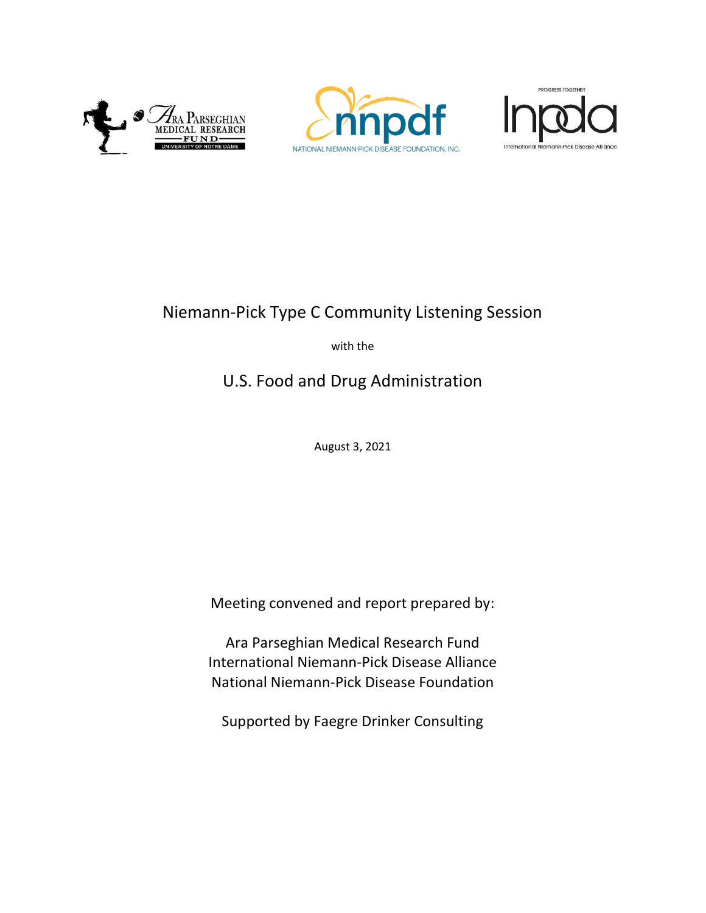# Niemann-Pick Type C Community Listening Session

with the

## U.S. Food and Drug Administration

August 3, 2021

Meeting convened and report prepared by:

Ara Parseghian Medical Research Fund
International Niemann-Pick Disease Alliance
National Niemann-Pick Disease Foundation

Supported by Faegre Drinker Consulting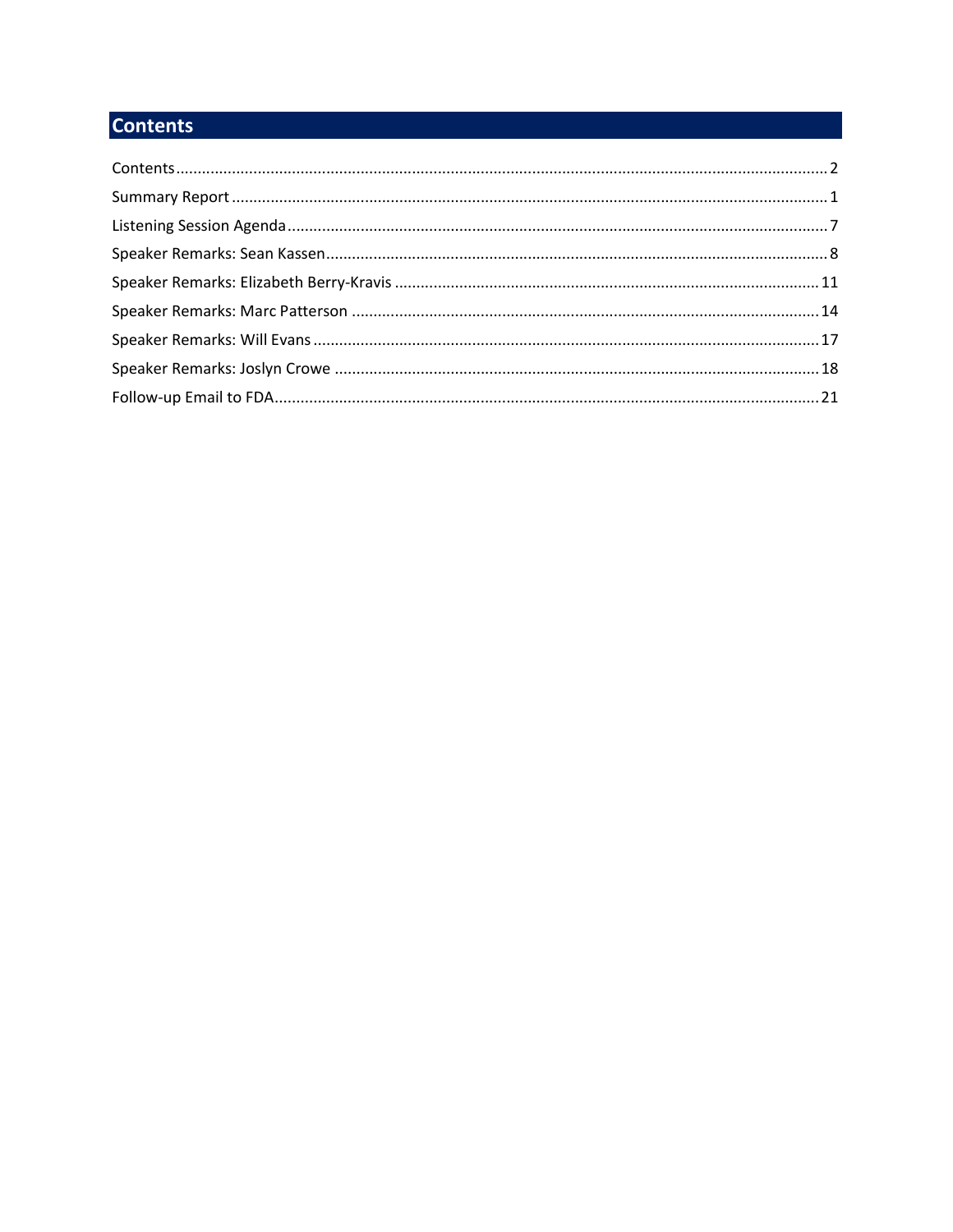## Contents

Contents....................................................................................................................................................2
Summary Report ........................................................................................................................................1
Listening Session Agenda............................................................................................................................7
Speaker Remarks: Sean Kassen...................................................................................................................8
Speaker Remarks: Elizabeth Berry-Kravis .................................................................................................11
Speaker Remarks: Marc Patterson ...........................................................................................................14
Speaker Remarks: Will Evans....................................................................................................................17
Speaker Remarks: Joslyn Crowe ...............................................................................................................18
Follow-up Email to FDA.............................................................................................................................21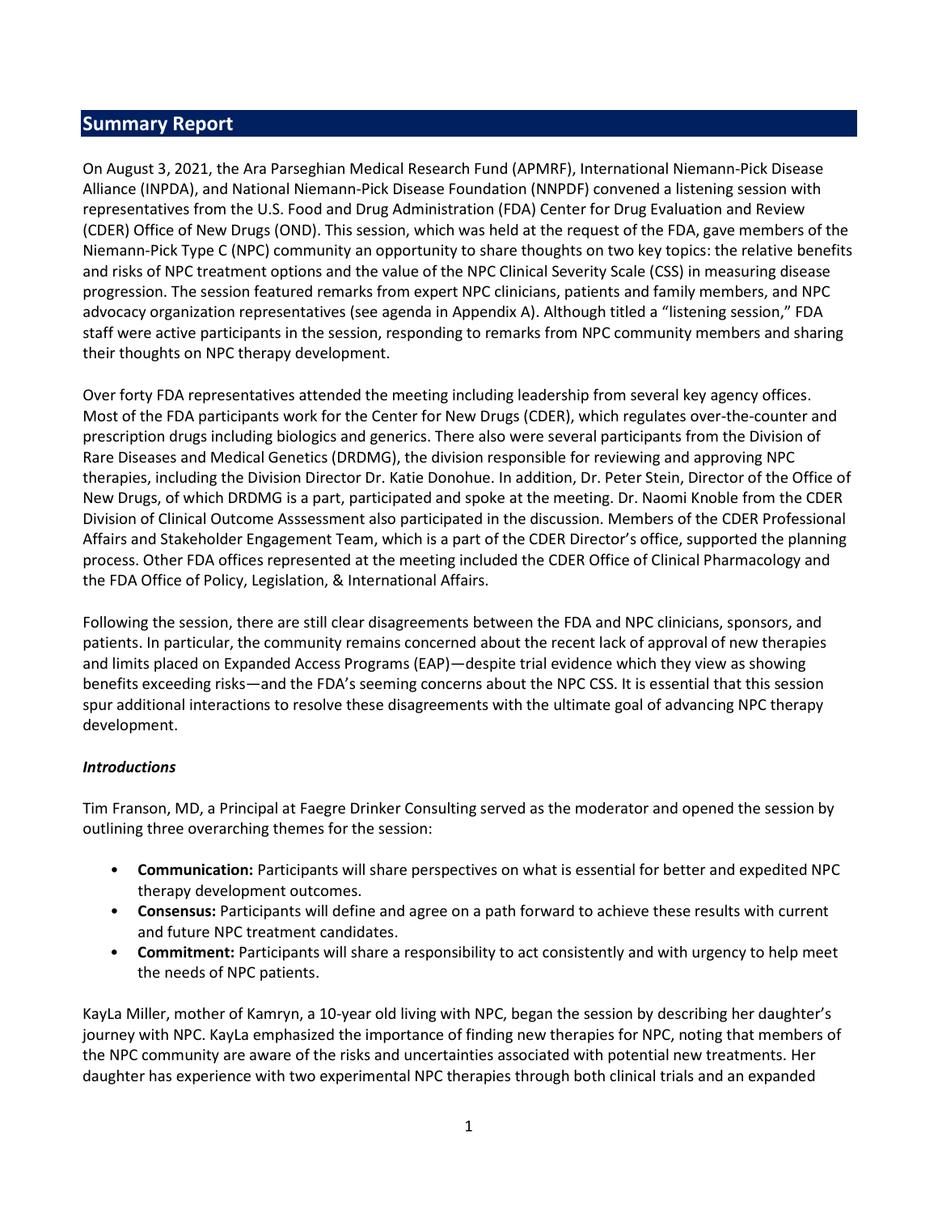## Summary Report

On August 3, 2021, the Ara Parseghian Medical Research Fund (APMRF), International Niemann-Pick Disease Alliance (INPDA), and National Niemann-Pick Disease Foundation (NNPDF) convened a listening session with representatives from the U.S. Food and Drug Administration (FDA) Center for Drug Evaluation and Review (CDER) Office of New Drugs (OND). This session, which was held at the request of the FDA, gave members of the Niemann-Pick Type C (NPC) community an opportunity to share thoughts on two key topics: the relative benefits and risks of NPC treatment options and the value of the NPC Clinical Severity Scale (CSS) in measuring disease progression. The session featured remarks from expert NPC clinicians, patients and family members, and NPC advocacy organization representatives (see agenda in Appendix A). Although titled a "listening session," FDA staff were active participants in the session, responding to remarks from NPC community members and sharing their thoughts on NPC therapy development.

Over forty FDA representatives attended the meeting including leadership from several key agency offices. Most of the FDA participants work for the Center for New Drugs (CDER), which regulates over-the-counter and prescription drugs including biologics and generics. There also were several participants from the Division of Rare Diseases and Medical Genetics (DRDMG), the division responsible for reviewing and approving NPC therapies, including the Division Director Dr. Katie Donohue. In addition, Dr. Peter Stein, Director of the Office of New Drugs, of which DRDMG is a part, participated and spoke at the meeting. Dr. Naomi Knoble from the CDER Division of Clinical Outcome Asssessment also participated in the discussion. Members of the CDER Professional Affairs and Stakeholder Engagement Team, which is a part of the CDER Director's office, supported the planning process. Other FDA offices represented at the meeting included the CDER Office of Clinical Pharmacology and the FDA Office of Policy, Legislation, & International Affairs.

Following the session, there are still clear disagreements between the FDA and NPC clinicians, sponsors, and patients. In particular, the community remains concerned about the recent lack of approval of new therapies and limits placed on Expanded Access Programs (EAP)—despite trial evidence which they view as showing benefits exceeding risks—and the FDA's seeming concerns about the NPC CSS. It is essential that this session spur additional interactions to resolve these disagreements with the ultimate goal of advancing NPC therapy development.

***Introductions***

Tim Franson, MD, a Principal at Faegre Drinker Consulting served as the moderator and opened the session by outlining three overarching themes for the session:

- **Communication:** Participants will share perspectives on what is essential for better and expedited NPC therapy development outcomes.
- **Consensus:** Participants will define and agree on a path forward to achieve these results with current and future NPC treatment candidates.
- **Commitment:** Participants will share a responsibility to act consistently and with urgency to help meet the needs of NPC patients.

KayLa Miller, mother of Kamryn, a 10-year old living with NPC, began the session by describing her daughter's journey with NPC. KayLa emphasized the importance of finding new therapies for NPC, noting that members of the NPC community are aware of the risks and uncertainties associated with potential new treatments. Her daughter has experience with two experimental NPC therapies through both clinical trials and an expanded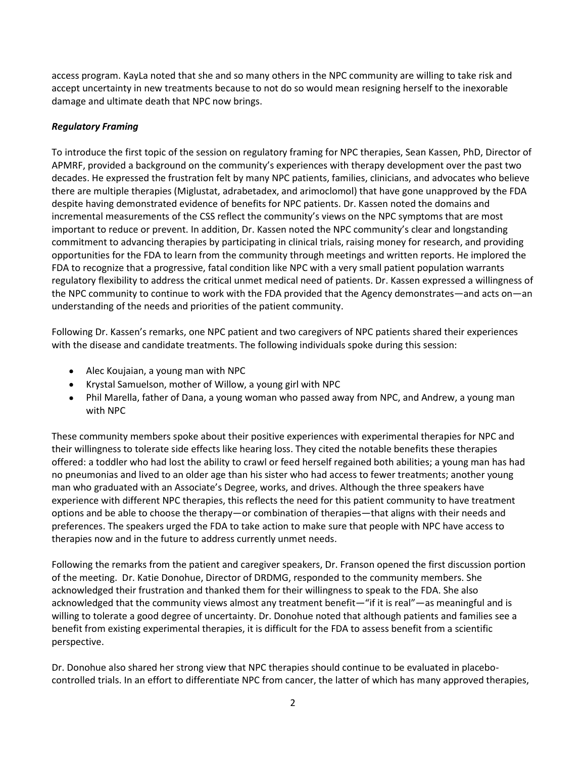access program. KayLa noted that she and so many others in the NPC community are willing to take risk and accept uncertainty in new treatments because to not do so would mean resigning herself to the inexorable damage and ultimate death that NPC now brings.

***Regulatory Framing***

To introduce the first topic of the session on regulatory framing for NPC therapies, Sean Kassen, PhD, Director of APMRF, provided a background on the community's experiences with therapy development over the past two decades. He expressed the frustration felt by many NPC patients, families, clinicians, and advocates who believe there are multiple therapies (Miglustat, adrabetadex, and arimoclomol) that have gone unapproved by the FDA despite having demonstrated evidence of benefits for NPC patients. Dr. Kassen noted the domains and incremental measurements of the CSS reflect the community's views on the NPC symptoms that are most important to reduce or prevent. In addition, Dr. Kassen noted the NPC community's clear and longstanding commitment to advancing therapies by participating in clinical trials, raising money for research, and providing opportunities for the FDA to learn from the community through meetings and written reports. He implored the FDA to recognize that a progressive, fatal condition like NPC with a very small patient population warrants regulatory flexibility to address the critical unmet medical need of patients. Dr. Kassen expressed a willingness of the NPC community to continue to work with the FDA provided that the Agency demonstrates—and acts on—an understanding of the needs and priorities of the patient community.

Following Dr. Kassen's remarks, one NPC patient and two caregivers of NPC patients shared their experiences with the disease and candidate treatments. The following individuals spoke during this session:

- Alec Koujaian, a young man with NPC
- Krystal Samuelson, mother of Willow, a young girl with NPC
- Phil Marella, father of Dana, a young woman who passed away from NPC, and Andrew, a young man with NPC

These community members spoke about their positive experiences with experimental therapies for NPC and their willingness to tolerate side effects like hearing loss. They cited the notable benefits these therapies offered: a toddler who had lost the ability to crawl or feed herself regained both abilities; a young man has had no pneumonias and lived to an older age than his sister who had access to fewer treatments; another young man who graduated with an Associate's Degree, works, and drives. Although the three speakers have experience with different NPC therapies, this reflects the need for this patient community to have treatment options and be able to choose the therapy—or combination of therapies—that aligns with their needs and preferences. The speakers urged the FDA to take action to make sure that people with NPC have access to therapies now and in the future to address currently unmet needs.

Following the remarks from the patient and caregiver speakers, Dr. Franson opened the first discussion portion of the meeting. Dr. Katie Donohue, Director of DRDMG, responded to the community members. She acknowledged their frustration and thanked them for their willingness to speak to the FDA. She also acknowledged that the community views almost any treatment benefit—"if it is real"—as meaningful and is willing to tolerate a good degree of uncertainty. Dr. Donohue noted that although patients and families see a benefit from existing experimental therapies, it is difficult for the FDA to assess benefit from a scientific perspective.

Dr. Donohue also shared her strong view that NPC therapies should continue to be evaluated in placebo-controlled trials. In an effort to differentiate NPC from cancer, the latter of which has many approved therapies,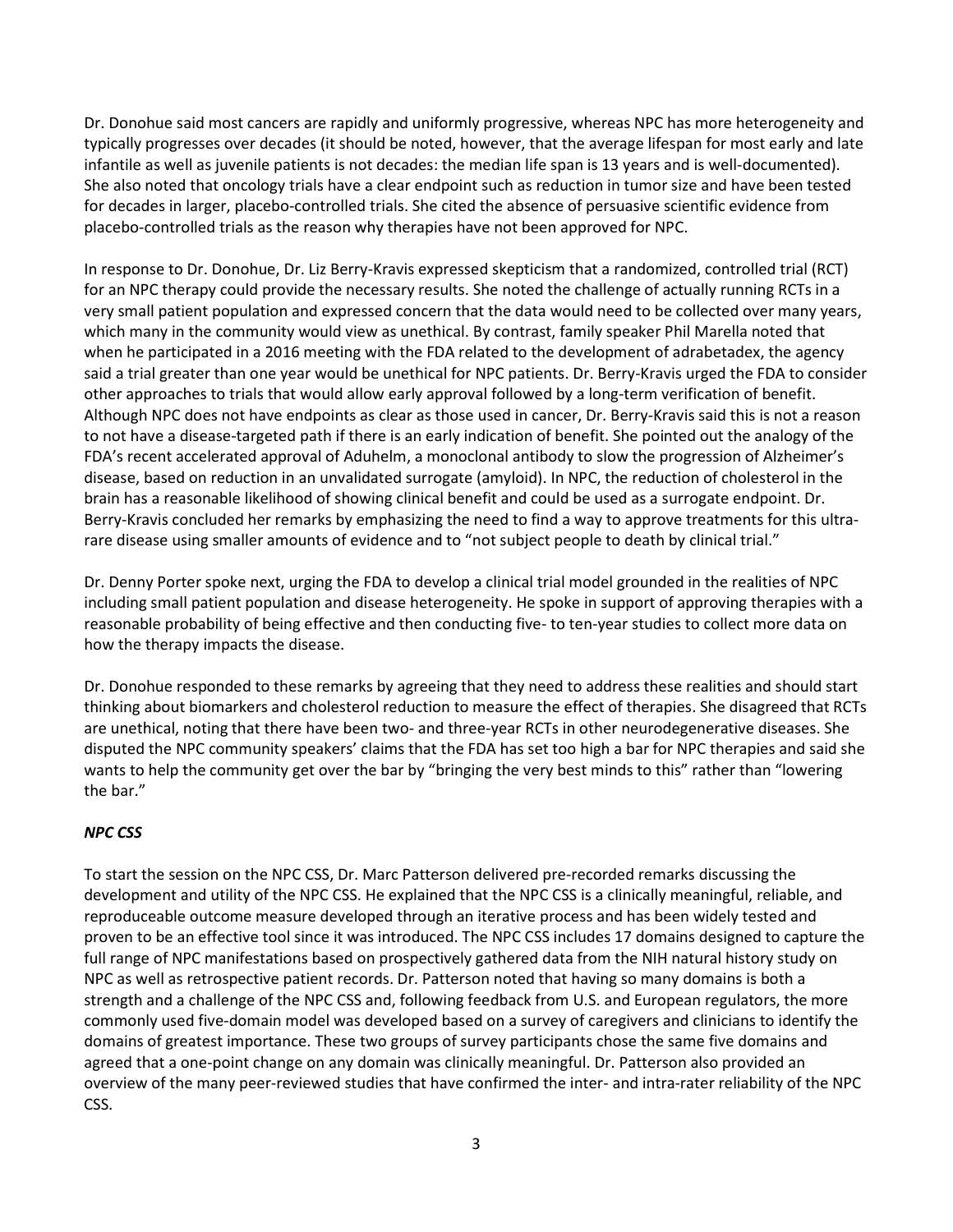Dr. Donohue said most cancers are rapidly and uniformly progressive, whereas NPC has more heterogeneity and typically progresses over decades (it should be noted, however, that the average lifespan for most early and late infantile as well as juvenile patients is not decades: the median life span is 13 years and is well-documented). She also noted that oncology trials have a clear endpoint such as reduction in tumor size and have been tested for decades in larger, placebo-controlled trials. She cited the absence of persuasive scientific evidence from placebo-controlled trials as the reason why therapies have not been approved for NPC.

In response to Dr. Donohue, Dr. Liz Berry-Kravis expressed skepticism that a randomized, controlled trial (RCT) for an NPC therapy could provide the necessary results. She noted the challenge of actually running RCTs in a very small patient population and expressed concern that the data would need to be collected over many years, which many in the community would view as unethical. By contrast, family speaker Phil Marella noted that when he participated in a 2016 meeting with the FDA related to the development of adrabetadex, the agency said a trial greater than one year would be unethical for NPC patients. Dr. Berry-Kravis urged the FDA to consider other approaches to trials that would allow early approval followed by a long-term verification of benefit. Although NPC does not have endpoints as clear as those used in cancer, Dr. Berry-Kravis said this is not a reason to not have a disease-targeted path if there is an early indication of benefit. She pointed out the analogy of the FDA's recent accelerated approval of Aduhelm, a monoclonal antibody to slow the progression of Alzheimer's disease, based on reduction in an unvalidated surrogate (amyloid). In NPC, the reduction of cholesterol in the brain has a reasonable likelihood of showing clinical benefit and could be used as a surrogate endpoint. Dr. Berry-Kravis concluded her remarks by emphasizing the need to find a way to approve treatments for this ultra-rare disease using smaller amounts of evidence and to "not subject people to death by clinical trial."

Dr. Denny Porter spoke next, urging the FDA to develop a clinical trial model grounded in the realities of NPC including small patient population and disease heterogeneity. He spoke in support of approving therapies with a reasonable probability of being effective and then conducting five- to ten-year studies to collect more data on how the therapy impacts the disease.

Dr. Donohue responded to these remarks by agreeing that they need to address these realities and should start thinking about biomarkers and cholesterol reduction to measure the effect of therapies. She disagreed that RCTs are unethical, noting that there have been two- and three-year RCTs in other neurodegenerative diseases. She disputed the NPC community speakers' claims that the FDA has set too high a bar for NPC therapies and said she wants to help the community get over the bar by "bringing the very best minds to this" rather than "lowering the bar."

### ***NPC CSS***

To start the session on the NPC CSS, Dr. Marc Patterson delivered pre-recorded remarks discussing the development and utility of the NPC CSS. He explained that the NPC CSS is a clinically meaningful, reliable, and reproduceable outcome measure developed through an iterative process and has been widely tested and proven to be an effective tool since it was introduced. The NPC CSS includes 17 domains designed to capture the full range of NPC manifestations based on prospectively gathered data from the NIH natural history study on NPC as well as retrospective patient records. Dr. Patterson noted that having so many domains is both a strength and a challenge of the NPC CSS and, following feedback from U.S. and European regulators, the more commonly used five-domain model was developed based on a survey of caregivers and clinicians to identify the domains of greatest importance. These two groups of survey participants chose the same five domains and agreed that a one-point change on any domain was clinically meaningful. Dr. Patterson also provided an overview of the many peer-reviewed studies that have confirmed the inter- and intra-rater reliability of the NPC CSS.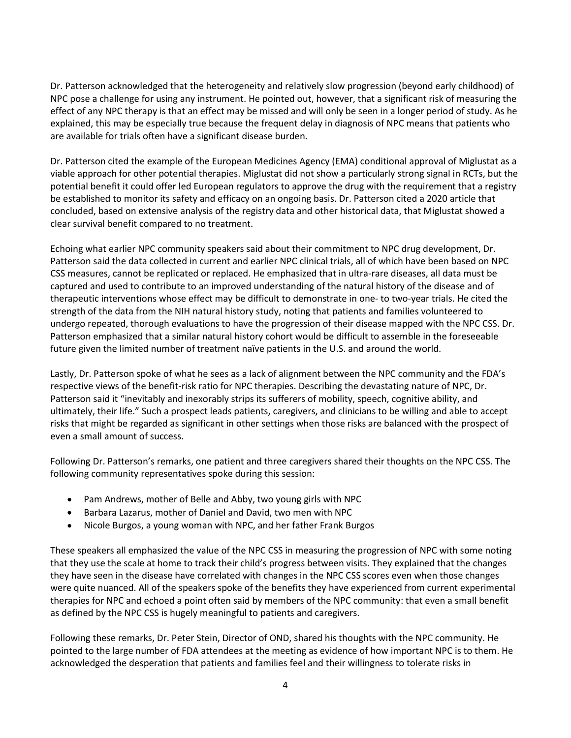Dr. Patterson acknowledged that the heterogeneity and relatively slow progression (beyond early childhood) of NPC pose a challenge for using any instrument. He pointed out, however, that a significant risk of measuring the effect of any NPC therapy is that an effect may be missed and will only be seen in a longer period of study. As he explained, this may be especially true because the frequent delay in diagnosis of NPC means that patients who are available for trials often have a significant disease burden.

Dr. Patterson cited the example of the European Medicines Agency (EMA) conditional approval of Miglustat as a viable approach for other potential therapies. Miglustat did not show a particularly strong signal in RCTs, but the potential benefit it could offer led European regulators to approve the drug with the requirement that a registry be established to monitor its safety and efficacy on an ongoing basis. Dr. Patterson cited a 2020 article that concluded, based on extensive analysis of the registry data and other historical data, that Miglustat showed a clear survival benefit compared to no treatment.

Echoing what earlier NPC community speakers said about their commitment to NPC drug development, Dr. Patterson said the data collected in current and earlier NPC clinical trials, all of which have been based on NPC CSS measures, cannot be replicated or replaced. He emphasized that in ultra-rare diseases, all data must be captured and used to contribute to an improved understanding of the natural history of the disease and of therapeutic interventions whose effect may be difficult to demonstrate in one- to two-year trials. He cited the strength of the data from the NIH natural history study, noting that patients and families volunteered to undergo repeated, thorough evaluations to have the progression of their disease mapped with the NPC CSS. Dr. Patterson emphasized that a similar natural history cohort would be difficult to assemble in the foreseeable future given the limited number of treatment naïve patients in the U.S. and around the world.

Lastly, Dr. Patterson spoke of what he sees as a lack of alignment between the NPC community and the FDA's respective views of the benefit-risk ratio for NPC therapies. Describing the devastating nature of NPC, Dr. Patterson said it "inevitably and inexorably strips its sufferers of mobility, speech, cognitive ability, and ultimately, their life." Such a prospect leads patients, caregivers, and clinicians to be willing and able to accept risks that might be regarded as significant in other settings when those risks are balanced with the prospect of even a small amount of success.

Following Dr. Patterson's remarks, one patient and three caregivers shared their thoughts on the NPC CSS. The following community representatives spoke during this session:

- Pam Andrews, mother of Belle and Abby, two young girls with NPC
- Barbara Lazarus, mother of Daniel and David, two men with NPC
- Nicole Burgos, a young woman with NPC, and her father Frank Burgos

These speakers all emphasized the value of the NPC CSS in measuring the progression of NPC with some noting that they use the scale at home to track their child's progress between visits. They explained that the changes they have seen in the disease have correlated with changes in the NPC CSS scores even when those changes were quite nuanced. All of the speakers spoke of the benefits they have experienced from current experimental therapies for NPC and echoed a point often said by members of the NPC community: that even a small benefit as defined by the NPC CSS is hugely meaningful to patients and caregivers.

Following these remarks, Dr. Peter Stein, Director of OND, shared his thoughts with the NPC community. He pointed to the large number of FDA attendees at the meeting as evidence of how important NPC is to them. He acknowledged the desperation that patients and families feel and their willingness to tolerate risks in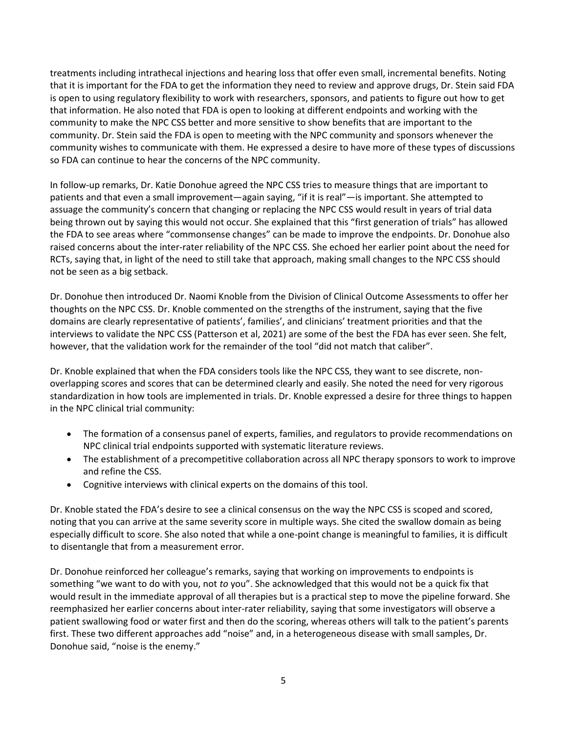treatments including intrathecal injections and hearing loss that offer even small, incremental benefits. Noting that it is important for the FDA to get the information they need to review and approve drugs, Dr. Stein said FDA is open to using regulatory flexibility to work with researchers, sponsors, and patients to figure out how to get that information. He also noted that FDA is open to looking at different endpoints and working with the community to make the NPC CSS better and more sensitive to show benefits that are important to the community. Dr. Stein said the FDA is open to meeting with the NPC community and sponsors whenever the community wishes to communicate with them. He expressed a desire to have more of these types of discussions so FDA can continue to hear the concerns of the NPC community.

In follow-up remarks, Dr. Katie Donohue agreed the NPC CSS tries to measure things that are important to patients and that even a small improvement—again saying, "if it is real"—is important. She attempted to assuage the community's concern that changing or replacing the NPC CSS would result in years of trial data being thrown out by saying this would not occur. She explained that this "first generation of trials" has allowed the FDA to see areas where "commonsense changes" can be made to improve the endpoints. Dr. Donohue also raised concerns about the inter-rater reliability of the NPC CSS. She echoed her earlier point about the need for RCTs, saying that, in light of the need to still take that approach, making small changes to the NPC CSS should not be seen as a big setback.

Dr. Donohue then introduced Dr. Naomi Knoble from the Division of Clinical Outcome Assessments to offer her thoughts on the NPC CSS. Dr. Knoble commented on the strengths of the instrument, saying that the five domains are clearly representative of patients', families', and clinicians' treatment priorities and that the interviews to validate the NPC CSS (Patterson et al, 2021) are some of the best the FDA has ever seen. She felt, however, that the validation work for the remainder of the tool "did not match that caliber".

Dr. Knoble explained that when the FDA considers tools like the NPC CSS, they want to see discrete, non-overlapping scores and scores that can be determined clearly and easily. She noted the need for very rigorous standardization in how tools are implemented in trials. Dr. Knoble expressed a desire for three things to happen in the NPC clinical trial community:

- The formation of a consensus panel of experts, families, and regulators to provide recommendations on NPC clinical trial endpoints supported with systematic literature reviews.
- The establishment of a precompetitive collaboration across all NPC therapy sponsors to work to improve and refine the CSS.
- Cognitive interviews with clinical experts on the domains of this tool.

Dr. Knoble stated the FDA's desire to see a clinical consensus on the way the NPC CSS is scoped and scored, noting that you can arrive at the same severity score in multiple ways. She cited the swallow domain as being especially difficult to score. She also noted that while a one-point change is meaningful to families, it is difficult to disentangle that from a measurement error.

Dr. Donohue reinforced her colleague's remarks, saying that working on improvements to endpoints is something "we want to do with you, not *to* you". She acknowledged that this would not be a quick fix that would result in the immediate approval of all therapies but is a practical step to move the pipeline forward. She reemphasized her earlier concerns about inter-rater reliability, saying that some investigators will observe a patient swallowing food or water first and then do the scoring, whereas others will talk to the patient's parents first. These two different approaches add "noise" and, in a heterogeneous disease with small samples, Dr. Donohue said, "noise is the enemy."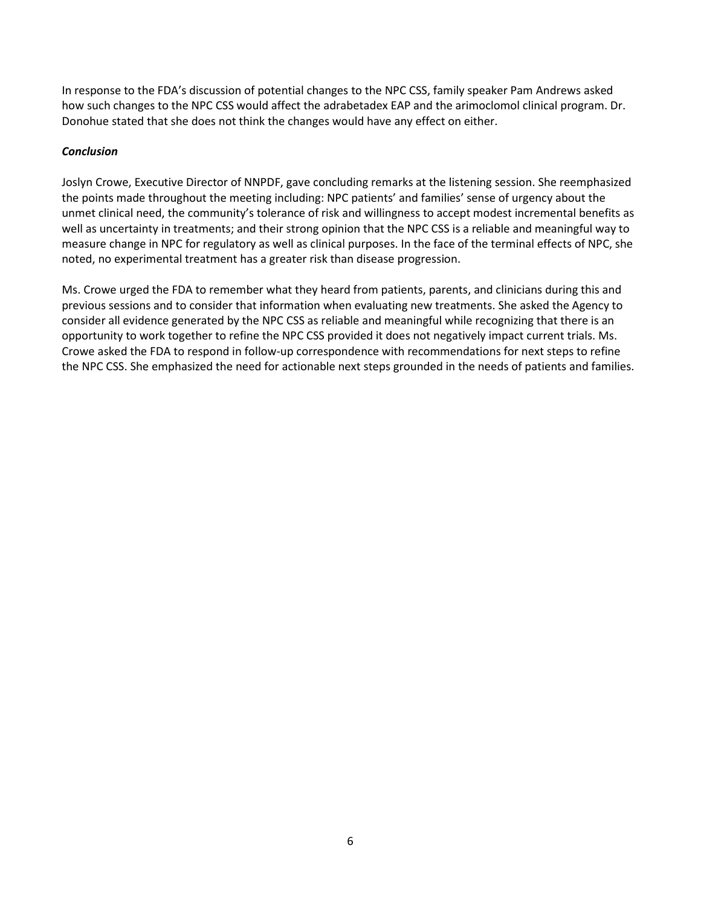In response to the FDA's discussion of potential changes to the NPC CSS, family speaker Pam Andrews asked how such changes to the NPC CSS would affect the adrabetadex EAP and the arimoclomol clinical program. Dr. Donohue stated that she does not think the changes would have any effect on either.

***Conclusion***

Joslyn Crowe, Executive Director of NNPDF, gave concluding remarks at the listening session. She reemphasized the points made throughout the meeting including: NPC patients' and families' sense of urgency about the unmet clinical need, the community's tolerance of risk and willingness to accept modest incremental benefits as well as uncertainty in treatments; and their strong opinion that the NPC CSS is a reliable and meaningful way to measure change in NPC for regulatory as well as clinical purposes. In the face of the terminal effects of NPC, she noted, no experimental treatment has a greater risk than disease progression.

Ms. Crowe urged the FDA to remember what they heard from patients, parents, and clinicians during this and previous sessions and to consider that information when evaluating new treatments. She asked the Agency to consider all evidence generated by the NPC CSS as reliable and meaningful while recognizing that there is an opportunity to work together to refine the NPC CSS provided it does not negatively impact current trials. Ms. Crowe asked the FDA to respond in follow-up correspondence with recommendations for next steps to refine the NPC CSS. She emphasized the need for actionable next steps grounded in the needs of patients and families.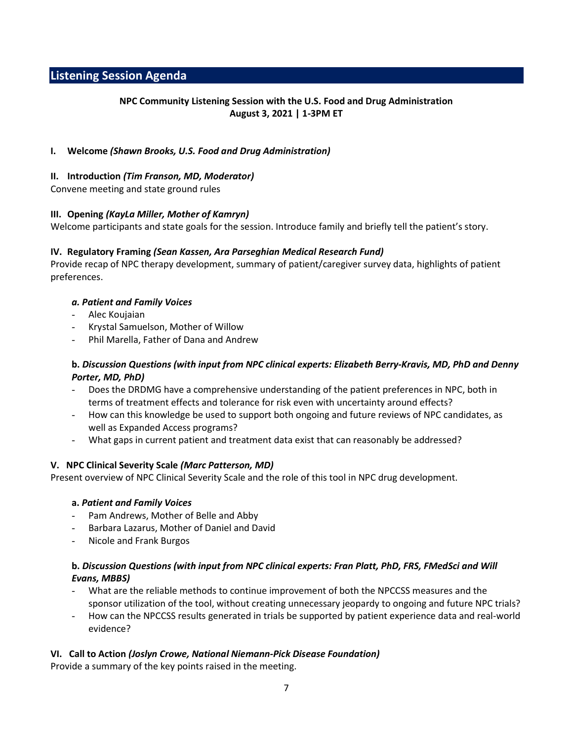## Listening Session Agenda

**NPC Community Listening Session with the U.S. Food and Drug Administration**
**August 3, 2021 | 1-3PM ET**

**I. Welcome** ***(Shawn Brooks, U.S. Food and Drug Administration)***

**II. Introduction** ***(Tim Franson, MD, Moderator)***
Convene meeting and state ground rules

**III. Opening** ***(KayLa Miller, Mother of Kamryn)***
Welcome participants and state goals for the session. Introduce family and briefly tell the patient's story.

**IV. Regulatory Framing** ***(Sean Kassen, Ara Parseghian Medical Research Fund)***
Provide recap of NPC therapy development, summary of patient/caregiver survey data, highlights of patient preferences.

***a. Patient and Family Voices***

- Alec Koujaian
- Krystal Samuelson, Mother of Willow
- Phil Marella, Father of Dana and Andrew

**b.** ***Discussion Questions (with input from NPC clinical experts: Elizabeth Berry-Kravis, MD, PhD and Denny Porter, MD, PhD)***

- Does the DRDMG have a comprehensive understanding of the patient preferences in NPC, both in terms of treatment effects and tolerance for risk even with uncertainty around effects?
- How can this knowledge be used to support both ongoing and future reviews of NPC candidates, as well as Expanded Access programs?
- What gaps in current patient and treatment data exist that can reasonably be addressed?

**V. NPC Clinical Severity Scale** ***(Marc Patterson, MD)***
Present overview of NPC Clinical Severity Scale and the role of this tool in NPC drug development.

**a.** ***Patient and Family Voices***

- Pam Andrews, Mother of Belle and Abby
- Barbara Lazarus, Mother of Daniel and David
- Nicole and Frank Burgos

**b.** ***Discussion Questions (with input from NPC clinical experts: Fran Platt, PhD, FRS, FMedSci and Will Evans, MBBS)***

- What are the reliable methods to continue improvement of both the NPCCSS measures and the sponsor utilization of the tool, without creating unnecessary jeopardy to ongoing and future NPC trials?
- How can the NPCCSS results generated in trials be supported by patient experience data and real-world evidence?

**VI. Call to Action** ***(Joslyn Crowe, National Niemann-Pick Disease Foundation)***
Provide a summary of the key points raised in the meeting.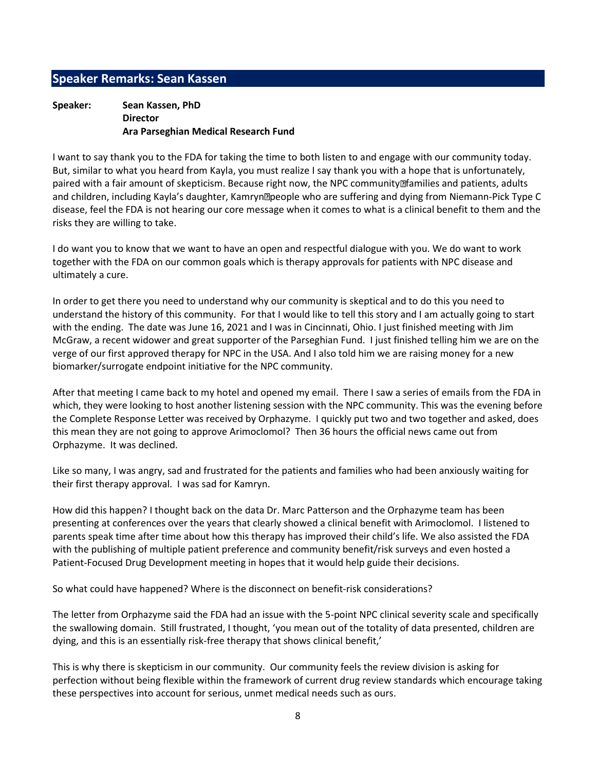## Speaker Remarks: Sean Kassen

**Speaker:** **Sean Kassen, PhD**
**Director**
**Ara Parseghian Medical Research Fund**

I want to say thank you to the FDA for taking the time to both listen to and engage with our community today. But, similar to what you heard from Kayla, you must realize I say thank you with a hope that is unfortunately, paired with a fair amount of skepticism. Because right now, the NPC community�families and patients, adults and children, including Kayla's daughter, Kamryn�people who are suffering and dying from Niemann-Pick Type C disease, feel the FDA is not hearing our core message when it comes to what is a clinical benefit to them and the risks they are willing to take.

I do want you to know that we want to have an open and respectful dialogue with you. We do want to work together with the FDA on our common goals which is therapy approvals for patients with NPC disease and ultimately a cure.

In order to get there you need to understand why our community is skeptical and to do this you need to understand the history of this community. For that I would like to tell this story and I am actually going to start with the ending. The date was June 16, 2021 and I was in Cincinnati, Ohio. I just finished meeting with Jim McGraw, a recent widower and great supporter of the Parseghian Fund. I just finished telling him we are on the verge of our first approved therapy for NPC in the USA. And I also told him we are raising money for a new biomarker/surrogate endpoint initiative for the NPC community.

After that meeting I came back to my hotel and opened my email. There I saw a series of emails from the FDA in which, they were looking to host another listening session with the NPC community. This was the evening before the Complete Response Letter was received by Orphazyme. I quickly put two and two together and asked, does this mean they are not going to approve Arimoclomol? Then 36 hours the official news came out from Orphazyme. It was declined.

Like so many, I was angry, sad and frustrated for the patients and families who had been anxiously waiting for their first therapy approval. I was sad for Kamryn.

How did this happen? I thought back on the data Dr. Marc Patterson and the Orphazyme team has been presenting at conferences over the years that clearly showed a clinical benefit with Arimoclomol. I listened to parents speak time after time about how this therapy has improved their child's life. We also assisted the FDA with the publishing of multiple patient preference and community benefit/risk surveys and even hosted a Patient-Focused Drug Development meeting in hopes that it would help guide their decisions.

So what could have happened? Where is the disconnect on benefit-risk considerations?

The letter from Orphazyme said the FDA had an issue with the 5-point NPC clinical severity scale and specifically the swallowing domain. Still frustrated, I thought, 'you mean out of the totality of data presented, children are dying, and this is an essentially risk-free therapy that shows clinical benefit,'

This is why there is skepticism in our community. Our community feels the review division is asking for perfection without being flexible within the framework of current drug review standards which encourage taking these perspectives into account for serious, unmet medical needs such as ours.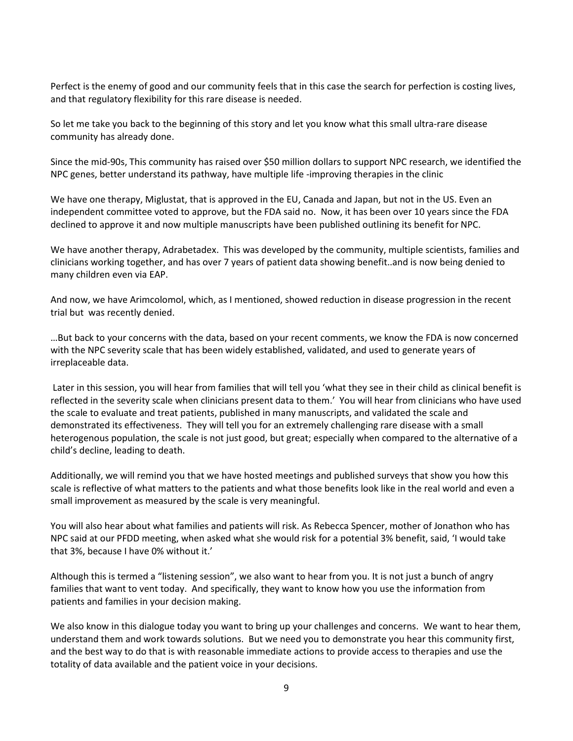Perfect is the enemy of good and our community feels that in this case the search for perfection is costing lives, and that regulatory flexibility for this rare disease is needed.

So let me take you back to the beginning of this story and let you know what this small ultra-rare disease community has already done.

Since the mid-90s, This community has raised over $50 million dollars to support NPC research, we identified the NPC genes, better understand its pathway, have multiple life -improving therapies in the clinic

We have one therapy, Miglustat, that is approved in the EU, Canada and Japan, but not in the US. Even an independent committee voted to approve, but the FDA said no. Now, it has been over 10 years since the FDA declined to approve it and now multiple manuscripts have been published outlining its benefit for NPC.

We have another therapy, Adrabetadex. This was developed by the community, multiple scientists, families and clinicians working together, and has over 7 years of patient data showing benefit..and is now being denied to many children even via EAP.

And now, we have Arimcolomol, which, as I mentioned, showed reduction in disease progression in the recent trial but was recently denied.

…But back to your concerns with the data, based on your recent comments, we know the FDA is now concerned with the NPC severity scale that has been widely established, validated, and used to generate years of irreplaceable data.

Later in this session, you will hear from families that will tell you 'what they see in their child as clinical benefit is reflected in the severity scale when clinicians present data to them.' You will hear from clinicians who have used the scale to evaluate and treat patients, published in many manuscripts, and validated the scale and demonstrated its effectiveness. They will tell you for an extremely challenging rare disease with a small heterogenous population, the scale is not just good, but great; especially when compared to the alternative of a child's decline, leading to death.

Additionally, we will remind you that we have hosted meetings and published surveys that show you how this scale is reflective of what matters to the patients and what those benefits look like in the real world and even a small improvement as measured by the scale is very meaningful.

You will also hear about what families and patients will risk. As Rebecca Spencer, mother of Jonathon who has NPC said at our PFDD meeting, when asked what she would risk for a potential 3% benefit, said, 'I would take that 3%, because I have 0% without it.'

Although this is termed a "listening session", we also want to hear from you. It is not just a bunch of angry families that want to vent today. And specifically, they want to know how you use the information from patients and families in your decision making.

We also know in this dialogue today you want to bring up your challenges and concerns. We want to hear them, understand them and work towards solutions. But we need you to demonstrate you hear this community first, and the best way to do that is with reasonable immediate actions to provide access to therapies and use the totality of data available and the patient voice in your decisions.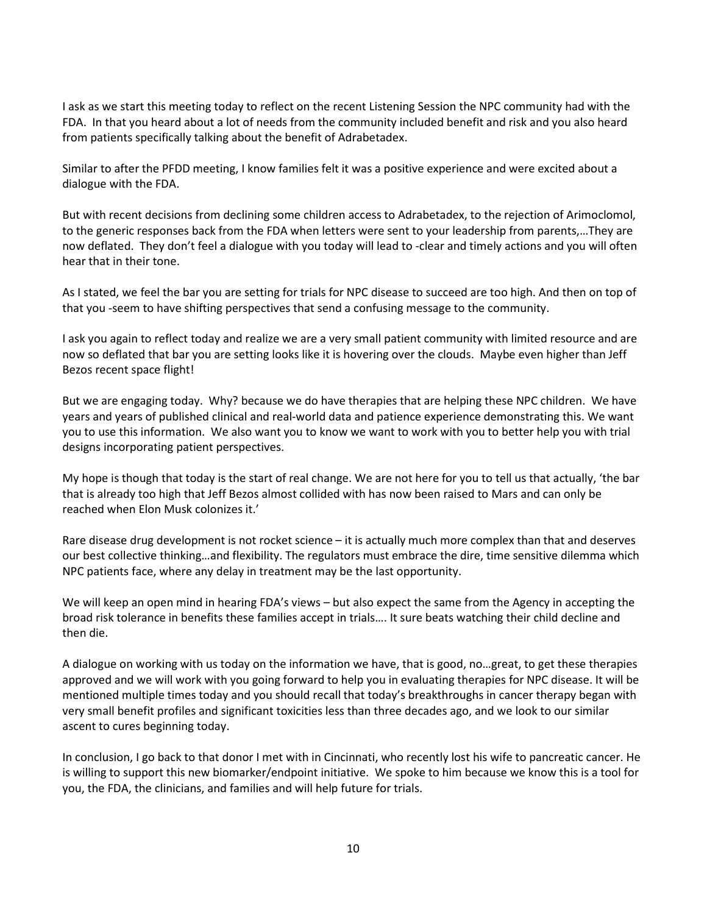I ask as we start this meeting today to reflect on the recent Listening Session the NPC community had with the FDA. In that you heard about a lot of needs from the community included benefit and risk and you also heard from patients specifically talking about the benefit of Adrabetadex.

Similar to after the PFDD meeting, I know families felt it was a positive experience and were excited about a dialogue with the FDA.

But with recent decisions from declining some children access to Adrabetadex, to the rejection of Arimoclomol, to the generic responses back from the FDA when letters were sent to your leadership from parents,…They are now deflated. They don't feel a dialogue with you today will lead to -clear and timely actions and you will often hear that in their tone.

As I stated, we feel the bar you are setting for trials for NPC disease to succeed are too high. And then on top of that you -seem to have shifting perspectives that send a confusing message to the community.

I ask you again to reflect today and realize we are a very small patient community with limited resource and are now so deflated that bar you are setting looks like it is hovering over the clouds. Maybe even higher than Jeff Bezos recent space flight!

But we are engaging today. Why? because we do have therapies that are helping these NPC children. We have years and years of published clinical and real-world data and patience experience demonstrating this. We want you to use this information. We also want you to know we want to work with you to better help you with trial designs incorporating patient perspectives.

My hope is though that today is the start of real change. We are not here for you to tell us that actually, 'the bar that is already too high that Jeff Bezos almost collided with has now been raised to Mars and can only be reached when Elon Musk colonizes it.'

Rare disease drug development is not rocket science – it is actually much more complex than that and deserves our best collective thinking…and flexibility. The regulators must embrace the dire, time sensitive dilemma which NPC patients face, where any delay in treatment may be the last opportunity.

We will keep an open mind in hearing FDA's views – but also expect the same from the Agency in accepting the broad risk tolerance in benefits these families accept in trials…. It sure beats watching their child decline and then die.

A dialogue on working with us today on the information we have, that is good, no…great, to get these therapies approved and we will work with you going forward to help you in evaluating therapies for NPC disease. It will be mentioned multiple times today and you should recall that today's breakthroughs in cancer therapy began with very small benefit profiles and significant toxicities less than three decades ago, and we look to our similar ascent to cures beginning today.

In conclusion, I go back to that donor I met with in Cincinnati, who recently lost his wife to pancreatic cancer. He is willing to support this new biomarker/endpoint initiative. We spoke to him because we know this is a tool for you, the FDA, the clinicians, and families and will help future for trials.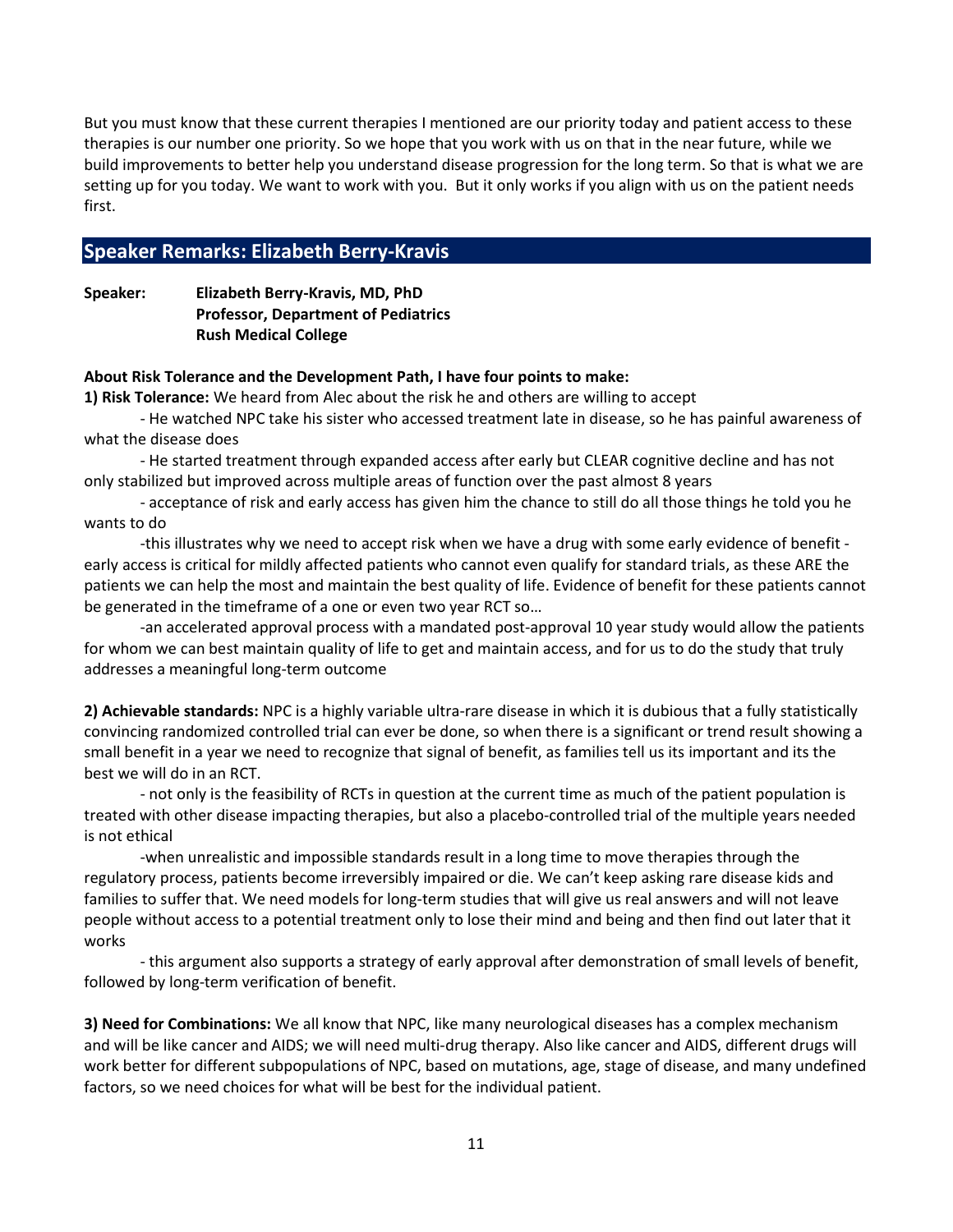But you must know that these current therapies I mentioned are our priority today and patient access to these therapies is our number one priority. So we hope that you work with us on that in the near future, while we build improvements to better help you understand disease progression for the long term. So that is what we are setting up for you today. We want to work with you. But it only works if you align with us on the patient needs first.

## Speaker Remarks: Elizabeth Berry-Kravis

**Speaker: Elizabeth Berry-Kravis, MD, PhD**
**Professor, Department of Pediatrics**
**Rush Medical College**

**About Risk Tolerance and the Development Path, I have four points to make:**

**1) Risk Tolerance:** We heard from Alec about the risk he and others are willing to accept

- He watched NPC take his sister who accessed treatment late in disease, so he has painful awareness of what the disease does
- He started treatment through expanded access after early but CLEAR cognitive decline and has not only stabilized but improved across multiple areas of function over the past almost 8 years
- acceptance of risk and early access has given him the chance to still do all those things he told you he wants to do
- this illustrates why we need to accept risk when we have a drug with some early evidence of benefit - early access is critical for mildly affected patients who cannot even qualify for standard trials, as these ARE the patients we can help the most and maintain the best quality of life. Evidence of benefit for these patients cannot be generated in the timeframe of a one or even two year RCT so…
- an accelerated approval process with a mandated post-approval 10 year study would allow the patients for whom we can best maintain quality of life to get and maintain access, and for us to do the study that truly addresses a meaningful long-term outcome

**2) Achievable standards:** NPC is a highly variable ultra-rare disease in which it is dubious that a fully statistically convincing randomized controlled trial can ever be done, so when there is a significant or trend result showing a small benefit in a year we need to recognize that signal of benefit, as families tell us its important and its the best we will do in an RCT.

- not only is the feasibility of RCTs in question at the current time as much of the patient population is treated with other disease impacting therapies, but also a placebo-controlled trial of the multiple years needed is not ethical
- when unrealistic and impossible standards result in a long time to move therapies through the regulatory process, patients become irreversibly impaired or die. We can't keep asking rare disease kids and families to suffer that. We need models for long-term studies that will give us real answers and will not leave people without access to a potential treatment only to lose their mind and being and then find out later that it works
- this argument also supports a strategy of early approval after demonstration of small levels of benefit, followed by long-term verification of benefit.

**3) Need for Combinations:** We all know that NPC, like many neurological diseases has a complex mechanism and will be like cancer and AIDS; we will need multi-drug therapy. Also like cancer and AIDS, different drugs will work better for different subpopulations of NPC, based on mutations, age, stage of disease, and many undefined factors, so we need choices for what will be best for the individual patient.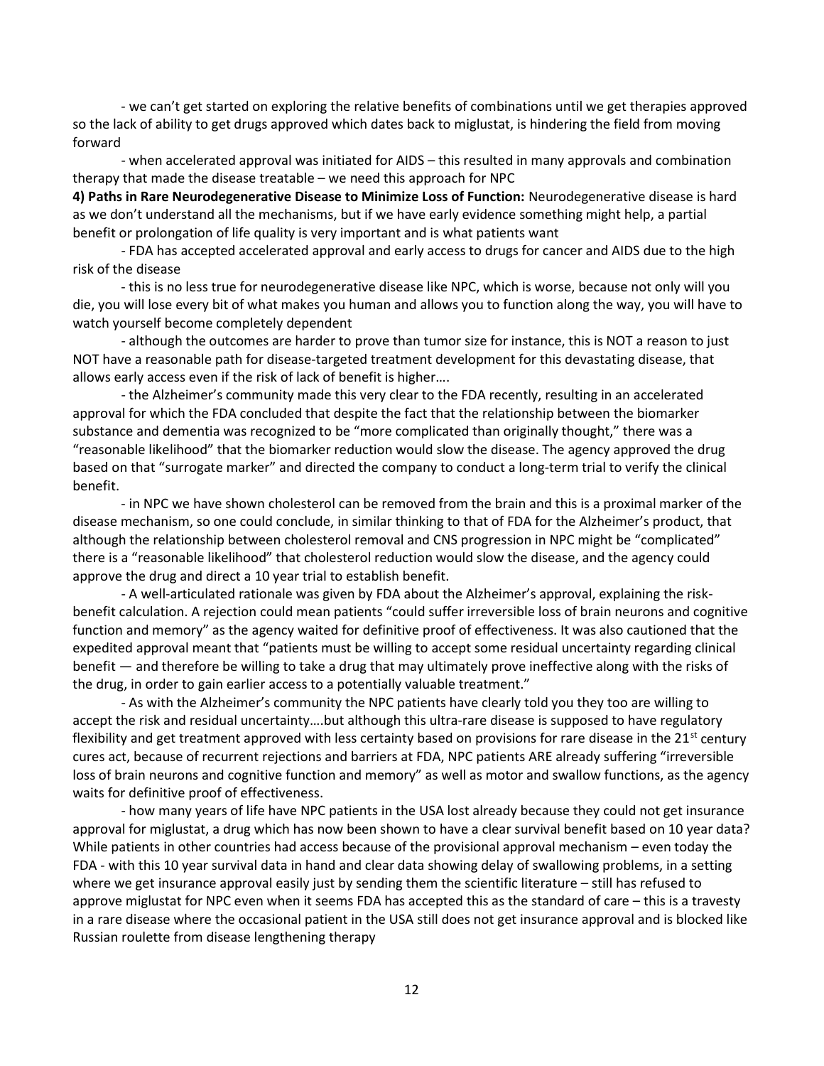- we can't get started on exploring the relative benefits of combinations until we get therapies approved so the lack of ability to get drugs approved which dates back to miglustat, is hindering the field from moving forward

- when accelerated approval was initiated for AIDS – this resulted in many approvals and combination therapy that made the disease treatable – we need this approach for NPC

**4) Paths in Rare Neurodegenerative Disease to Minimize Loss of Function:** Neurodegenerative disease is hard as we don't understand all the mechanisms, but if we have early evidence something might help, a partial benefit or prolongation of life quality is very important and is what patients want

- FDA has accepted accelerated approval and early access to drugs for cancer and AIDS due to the high risk of the disease

- this is no less true for neurodegenerative disease like NPC, which is worse, because not only will you die, you will lose every bit of what makes you human and allows you to function along the way, you will have to watch yourself become completely dependent

- although the outcomes are harder to prove than tumor size for instance, this is NOT a reason to just NOT have a reasonable path for disease-targeted treatment development for this devastating disease, that allows early access even if the risk of lack of benefit is higher….

- the Alzheimer's community made this very clear to the FDA recently, resulting in an accelerated approval for which the FDA concluded that despite the fact that the relationship between the biomarker substance and dementia was recognized to be "more complicated than originally thought," there was a "reasonable likelihood" that the biomarker reduction would slow the disease. The agency approved the drug based on that "surrogate marker" and directed the company to conduct a long-term trial to verify the clinical benefit.

- in NPC we have shown cholesterol can be removed from the brain and this is a proximal marker of the disease mechanism, so one could conclude, in similar thinking to that of FDA for the Alzheimer's product, that although the relationship between cholesterol removal and CNS progression in NPC might be "complicated" there is a "reasonable likelihood" that cholesterol reduction would slow the disease, and the agency could approve the drug and direct a 10 year trial to establish benefit.

- A well-articulated rationale was given by FDA about the Alzheimer's approval, explaining the risk-benefit calculation. A rejection could mean patients "could suffer irreversible loss of brain neurons and cognitive function and memory" as the agency waited for definitive proof of effectiveness. It was also cautioned that the expedited approval meant that "patients must be willing to accept some residual uncertainty regarding clinical benefit — and therefore be willing to take a drug that may ultimately prove ineffective along with the risks of the drug, in order to gain earlier access to a potentially valuable treatment."

- As with the Alzheimer's community the NPC patients have clearly told you they too are willing to accept the risk and residual uncertainty….but although this ultra-rare disease is supposed to have regulatory flexibility and get treatment approved with less certainty based on provisions for rare disease in the 21st century cures act, because of recurrent rejections and barriers at FDA, NPC patients ARE already suffering "irreversible loss of brain neurons and cognitive function and memory" as well as motor and swallow functions, as the agency waits for definitive proof of effectiveness.

- how many years of life have NPC patients in the USA lost already because they could not get insurance approval for miglustat, a drug which has now been shown to have a clear survival benefit based on 10 year data? While patients in other countries had access because of the provisional approval mechanism – even today the FDA - with this 10 year survival data in hand and clear data showing delay of swallowing problems, in a setting where we get insurance approval easily just by sending them the scientific literature – still has refused to approve miglustat for NPC even when it seems FDA has accepted this as the standard of care – this is a travesty in a rare disease where the occasional patient in the USA still does not get insurance approval and is blocked like Russian roulette from disease lengthening therapy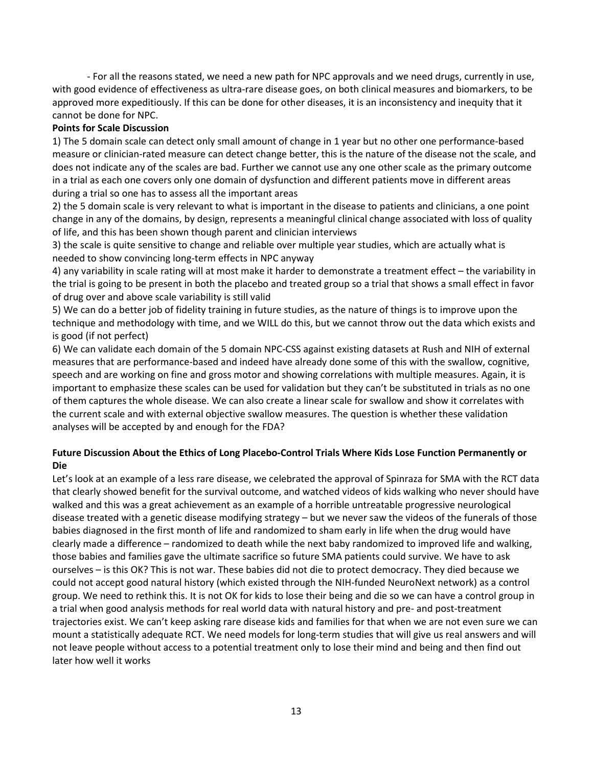- For all the reasons stated, we need a new path for NPC approvals and we need drugs, currently in use, with good evidence of effectiveness as ultra-rare disease goes, on both clinical measures and biomarkers, to be approved more expeditiously. If this can be done for other diseases, it is an inconsistency and inequity that it cannot be done for NPC.

**Points for Scale Discussion**

1) The 5 domain scale can detect only small amount of change in 1 year but no other one performance-based measure or clinician-rated measure can detect change better, this is the nature of the disease not the scale, and does not indicate any of the scales are bad. Further we cannot use any one other scale as the primary outcome in a trial as each one covers only one domain of dysfunction and different patients move in different areas during a trial so one has to assess all the important areas

2) the 5 domain scale is very relevant to what is important in the disease to patients and clinicians, a one point change in any of the domains, by design, represents a meaningful clinical change associated with loss of quality of life, and this has been shown though parent and clinician interviews

3) the scale is quite sensitive to change and reliable over multiple year studies, which are actually what is needed to show convincing long-term effects in NPC anyway

4) any variability in scale rating will at most make it harder to demonstrate a treatment effect – the variability in the trial is going to be present in both the placebo and treated group so a trial that shows a small effect in favor of drug over and above scale variability is still valid

5) We can do a better job of fidelity training in future studies, as the nature of things is to improve upon the technique and methodology with time, and we WILL do this, but we cannot throw out the data which exists and is good (if not perfect)

6) We can validate each domain of the 5 domain NPC-CSS against existing datasets at Rush and NIH of external measures that are performance-based and indeed have already done some of this with the swallow, cognitive, speech and are working on fine and gross motor and showing correlations with multiple measures. Again, it is important to emphasize these scales can be used for validation but they can't be substituted in trials as no one of them captures the whole disease. We can also create a linear scale for swallow and show it correlates with the current scale and with external objective swallow measures. The question is whether these validation analyses will be accepted by and enough for the FDA?

**Future Discussion About the Ethics of Long Placebo-Control Trials Where Kids Lose Function Permanently or Die**

Let's look at an example of a less rare disease, we celebrated the approval of Spinraza for SMA with the RCT data that clearly showed benefit for the survival outcome, and watched videos of kids walking who never should have walked and this was a great achievement as an example of a horrible untreatable progressive neurological disease treated with a genetic disease modifying strategy – but we never saw the videos of the funerals of those babies diagnosed in the first month of life and randomized to sham early in life when the drug would have clearly made a difference – randomized to death while the next baby randomized to improved life and walking, those babies and families gave the ultimate sacrifice so future SMA patients could survive. We have to ask ourselves – is this OK? This is not war. These babies did not die to protect democracy. They died because we could not accept good natural history (which existed through the NIH-funded NeuroNext network) as a control group. We need to rethink this. It is not OK for kids to lose their being and die so we can have a control group in a trial when good analysis methods for real world data with natural history and pre- and post-treatment trajectories exist. We can't keep asking rare disease kids and families for that when we are not even sure we can mount a statistically adequate RCT. We need models for long-term studies that will give us real answers and will not leave people without access to a potential treatment only to lose their mind and being and then find out later how well it works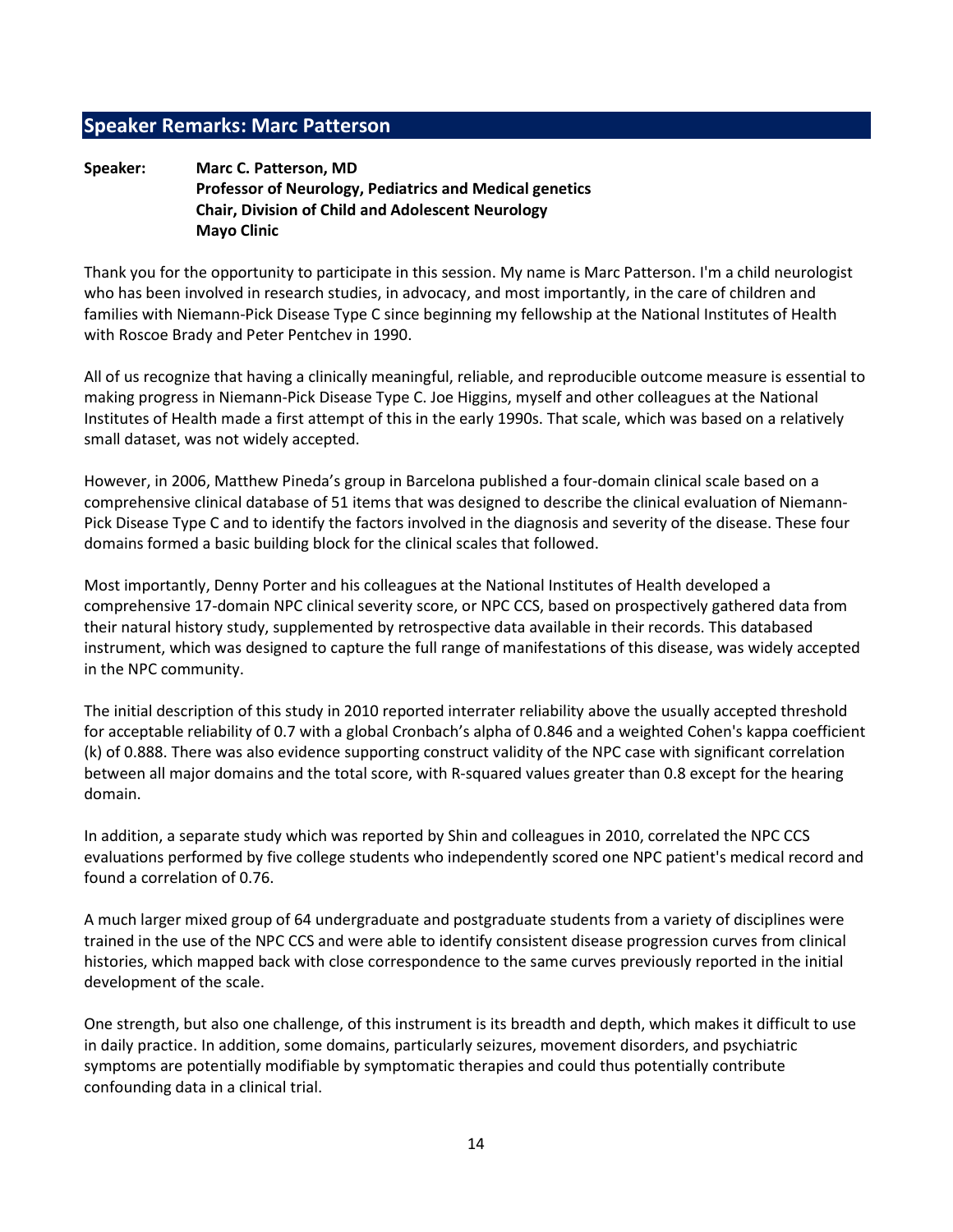## Speaker Remarks: Marc Patterson

**Speaker:** **Marc C. Patterson, MD**
**Professor of Neurology, Pediatrics and Medical genetics**
**Chair, Division of Child and Adolescent Neurology**
**Mayo Clinic**

Thank you for the opportunity to participate in this session. My name is Marc Patterson. I'm a child neurologist who has been involved in research studies, in advocacy, and most importantly, in the care of children and families with Niemann-Pick Disease Type C since beginning my fellowship at the National Institutes of Health with Roscoe Brady and Peter Pentchev in 1990.

All of us recognize that having a clinically meaningful, reliable, and reproducible outcome measure is essential to making progress in Niemann-Pick Disease Type C. Joe Higgins, myself and other colleagues at the National Institutes of Health made a first attempt of this in the early 1990s. That scale, which was based on a relatively small dataset, was not widely accepted.

However, in 2006, Matthew Pineda's group in Barcelona published a four-domain clinical scale based on a comprehensive clinical database of 51 items that was designed to describe the clinical evaluation of Niemann-Pick Disease Type C and to identify the factors involved in the diagnosis and severity of the disease. These four domains formed a basic building block for the clinical scales that followed.

Most importantly, Denny Porter and his colleagues at the National Institutes of Health developed a comprehensive 17-domain NPC clinical severity score, or NPC CCS, based on prospectively gathered data from their natural history study, supplemented by retrospective data available in their records. This databased instrument, which was designed to capture the full range of manifestations of this disease, was widely accepted in the NPC community.

The initial description of this study in 2010 reported interrater reliability above the usually accepted threshold for acceptable reliability of 0.7 with a global Cronbach's alpha of 0.846 and a weighted Cohen's kappa coefficient (k) of 0.888. There was also evidence supporting construct validity of the NPC case with significant correlation between all major domains and the total score, with R-squared values greater than 0.8 except for the hearing domain.

In addition, a separate study which was reported by Shin and colleagues in 2010, correlated the NPC CCS evaluations performed by five college students who independently scored one NPC patient's medical record and found a correlation of 0.76.

A much larger mixed group of 64 undergraduate and postgraduate students from a variety of disciplines were trained in the use of the NPC CCS and were able to identify consistent disease progression curves from clinical histories, which mapped back with close correspondence to the same curves previously reported in the initial development of the scale.

One strength, but also one challenge, of this instrument is its breadth and depth, which makes it difficult to use in daily practice. In addition, some domains, particularly seizures, movement disorders, and psychiatric symptoms are potentially modifiable by symptomatic therapies and could thus potentially contribute confounding data in a clinical trial.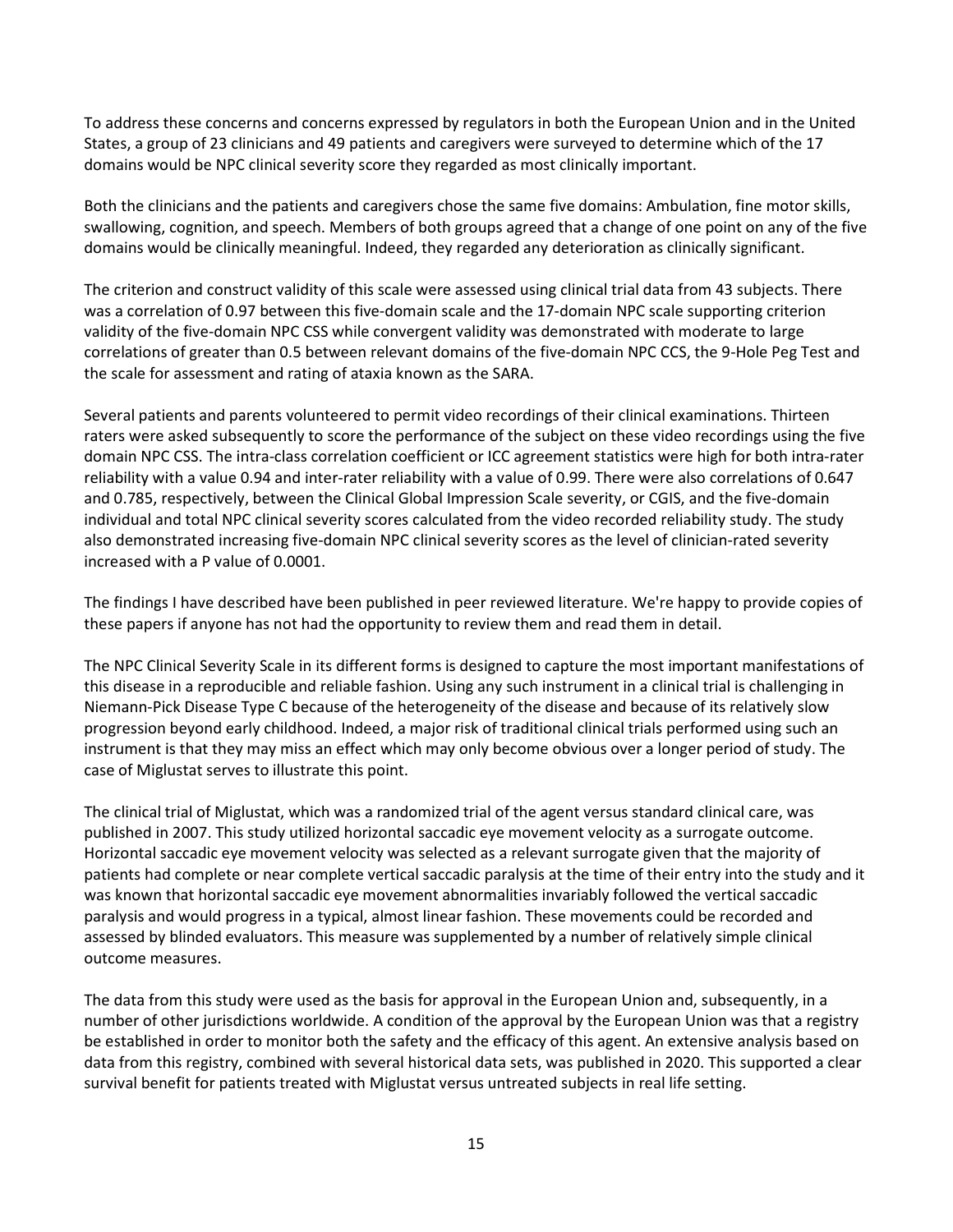To address these concerns and concerns expressed by regulators in both the European Union and in the United States, a group of 23 clinicians and 49 patients and caregivers were surveyed to determine which of the 17 domains would be NPC clinical severity score they regarded as most clinically important.

Both the clinicians and the patients and caregivers chose the same five domains: Ambulation, fine motor skills, swallowing, cognition, and speech. Members of both groups agreed that a change of one point on any of the five domains would be clinically meaningful. Indeed, they regarded any deterioration as clinically significant.

The criterion and construct validity of this scale were assessed using clinical trial data from 43 subjects. There was a correlation of 0.97 between this five-domain scale and the 17-domain NPC scale supporting criterion validity of the five-domain NPC CSS while convergent validity was demonstrated with moderate to large correlations of greater than 0.5 between relevant domains of the five-domain NPC CCS, the 9-Hole Peg Test and the scale for assessment and rating of ataxia known as the SARA.

Several patients and parents volunteered to permit video recordings of their clinical examinations. Thirteen raters were asked subsequently to score the performance of the subject on these video recordings using the five domain NPC CSS. The intra-class correlation coefficient or ICC agreement statistics were high for both intra-rater reliability with a value 0.94 and inter-rater reliability with a value of 0.99. There were also correlations of 0.647 and 0.785, respectively, between the Clinical Global Impression Scale severity, or CGIS, and the five-domain individual and total NPC clinical severity scores calculated from the video recorded reliability study. The study also demonstrated increasing five-domain NPC clinical severity scores as the level of clinician-rated severity increased with a P value of 0.0001.

The findings I have described have been published in peer reviewed literature. We're happy to provide copies of these papers if anyone has not had the opportunity to review them and read them in detail.

The NPC Clinical Severity Scale in its different forms is designed to capture the most important manifestations of this disease in a reproducible and reliable fashion. Using any such instrument in a clinical trial is challenging in Niemann-Pick Disease Type C because of the heterogeneity of the disease and because of its relatively slow progression beyond early childhood. Indeed, a major risk of traditional clinical trials performed using such an instrument is that they may miss an effect which may only become obvious over a longer period of study. The case of Miglustat serves to illustrate this point.

The clinical trial of Miglustat, which was a randomized trial of the agent versus standard clinical care, was published in 2007. This study utilized horizontal saccadic eye movement velocity as a surrogate outcome. Horizontal saccadic eye movement velocity was selected as a relevant surrogate given that the majority of patients had complete or near complete vertical saccadic paralysis at the time of their entry into the study and it was known that horizontal saccadic eye movement abnormalities invariably followed the vertical saccadic paralysis and would progress in a typical, almost linear fashion. These movements could be recorded and assessed by blinded evaluators. This measure was supplemented by a number of relatively simple clinical outcome measures.

The data from this study were used as the basis for approval in the European Union and, subsequently, in a number of other jurisdictions worldwide. A condition of the approval by the European Union was that a registry be established in order to monitor both the safety and the efficacy of this agent. An extensive analysis based on data from this registry, combined with several historical data sets, was published in 2020. This supported a clear survival benefit for patients treated with Miglustat versus untreated subjects in real life setting.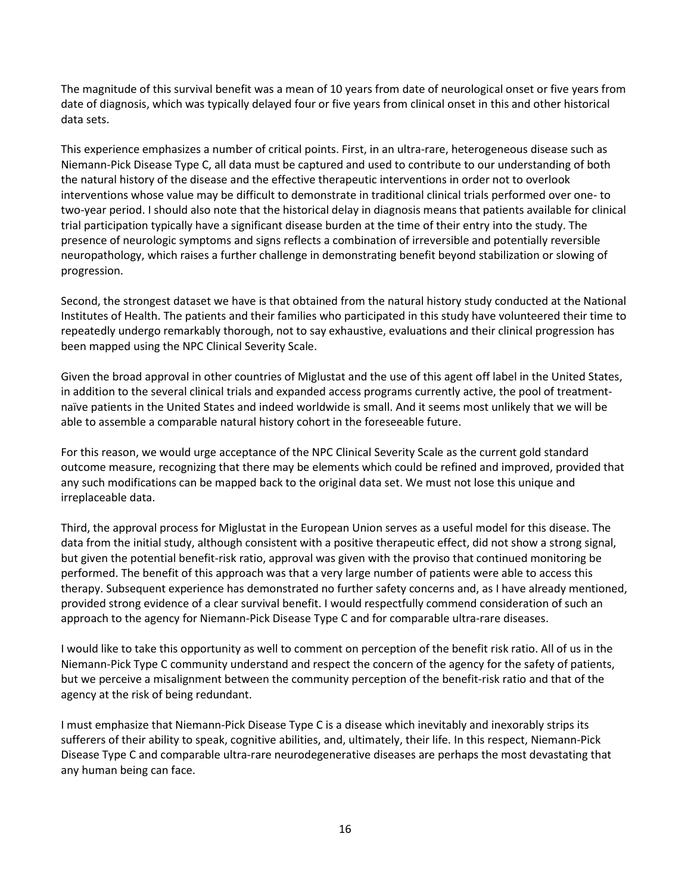The magnitude of this survival benefit was a mean of 10 years from date of neurological onset or five years from date of diagnosis, which was typically delayed four or five years from clinical onset in this and other historical data sets.

This experience emphasizes a number of critical points. First, in an ultra-rare, heterogeneous disease such as Niemann-Pick Disease Type C, all data must be captured and used to contribute to our understanding of both the natural history of the disease and the effective therapeutic interventions in order not to overlook interventions whose value may be difficult to demonstrate in traditional clinical trials performed over one- to two-year period. I should also note that the historical delay in diagnosis means that patients available for clinical trial participation typically have a significant disease burden at the time of their entry into the study. The presence of neurologic symptoms and signs reflects a combination of irreversible and potentially reversible neuropathology, which raises a further challenge in demonstrating benefit beyond stabilization or slowing of progression.

Second, the strongest dataset we have is that obtained from the natural history study conducted at the National Institutes of Health. The patients and their families who participated in this study have volunteered their time to repeatedly undergo remarkably thorough, not to say exhaustive, evaluations and their clinical progression has been mapped using the NPC Clinical Severity Scale.

Given the broad approval in other countries of Miglustat and the use of this agent off label in the United States, in addition to the several clinical trials and expanded access programs currently active, the pool of treatment-naïve patients in the United States and indeed worldwide is small. And it seems most unlikely that we will be able to assemble a comparable natural history cohort in the foreseeable future.

For this reason, we would urge acceptance of the NPC Clinical Severity Scale as the current gold standard outcome measure, recognizing that there may be elements which could be refined and improved, provided that any such modifications can be mapped back to the original data set. We must not lose this unique and irreplaceable data.

Third, the approval process for Miglustat in the European Union serves as a useful model for this disease. The data from the initial study, although consistent with a positive therapeutic effect, did not show a strong signal, but given the potential benefit-risk ratio, approval was given with the proviso that continued monitoring be performed. The benefit of this approach was that a very large number of patients were able to access this therapy. Subsequent experience has demonstrated no further safety concerns and, as I have already mentioned, provided strong evidence of a clear survival benefit. I would respectfully commend consideration of such an approach to the agency for Niemann-Pick Disease Type C and for comparable ultra-rare diseases.

I would like to take this opportunity as well to comment on perception of the benefit risk ratio. All of us in the Niemann-Pick Type C community understand and respect the concern of the agency for the safety of patients, but we perceive a misalignment between the community perception of the benefit-risk ratio and that of the agency at the risk of being redundant.

I must emphasize that Niemann-Pick Disease Type C is a disease which inevitably and inexorably strips its sufferers of their ability to speak, cognitive abilities, and, ultimately, their life. In this respect, Niemann-Pick Disease Type C and comparable ultra-rare neurodegenerative diseases are perhaps the most devastating that any human being can face.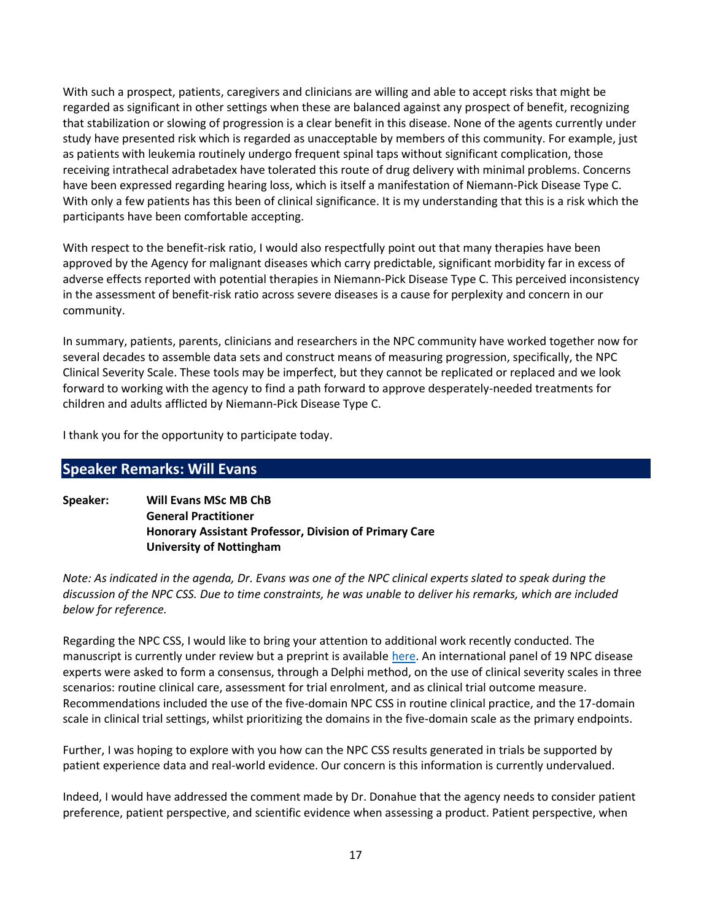With such a prospect, patients, caregivers and clinicians are willing and able to accept risks that might be regarded as significant in other settings when these are balanced against any prospect of benefit, recognizing that stabilization or slowing of progression is a clear benefit in this disease. None of the agents currently under study have presented risk which is regarded as unacceptable by members of this community. For example, just as patients with leukemia routinely undergo frequent spinal taps without significant complication, those receiving intrathecal adrabetadex have tolerated this route of drug delivery with minimal problems. Concerns have been expressed regarding hearing loss, which is itself a manifestation of Niemann-Pick Disease Type C. With only a few patients has this been of clinical significance. It is my understanding that this is a risk which the participants have been comfortable accepting.

With respect to the benefit-risk ratio, I would also respectfully point out that many therapies have been approved by the Agency for malignant diseases which carry predictable, significant morbidity far in excess of adverse effects reported with potential therapies in Niemann-Pick Disease Type C. This perceived inconsistency in the assessment of benefit-risk ratio across severe diseases is a cause for perplexity and concern in our community.

In summary, patients, parents, clinicians and researchers in the NPC community have worked together now for several decades to assemble data sets and construct means of measuring progression, specifically, the NPC Clinical Severity Scale. These tools may be imperfect, but they cannot be replicated or replaced and we look forward to working with the agency to find a path forward to approve desperately-needed treatments for children and adults afflicted by Niemann-Pick Disease Type C.

I thank you for the opportunity to participate today.

## Speaker Remarks: Will Evans

**Speaker:** **Will Evans MSc MB ChB**
**General Practitioner**
**Honorary Assistant Professor, Division of Primary Care**
**University of Nottingham**

*Note: As indicated in the agenda, Dr. Evans was one of the NPC clinical experts slated to speak during the discussion of the NPC CSS. Due to time constraints, he was unable to deliver his remarks, which are included below for reference.*

Regarding the NPC CSS, I would like to bring your attention to additional work recently conducted. The manuscript is currently under review but a preprint is available here. An international panel of 19 NPC disease experts were asked to form a consensus, through a Delphi method, on the use of clinical severity scales in three scenarios: routine clinical care, assessment for trial enrolment, and as clinical trial outcome measure. Recommendations included the use of the five-domain NPC CSS in routine clinical practice, and the 17-domain scale in clinical trial settings, whilst prioritizing the domains in the five-domain scale as the primary endpoints.

Further, I was hoping to explore with you how can the NPC CSS results generated in trials be supported by patient experience data and real-world evidence. Our concern is this information is currently undervalued.

Indeed, I would have addressed the comment made by Dr. Donahue that the agency needs to consider patient preference, patient perspective, and scientific evidence when assessing a product. Patient perspective, when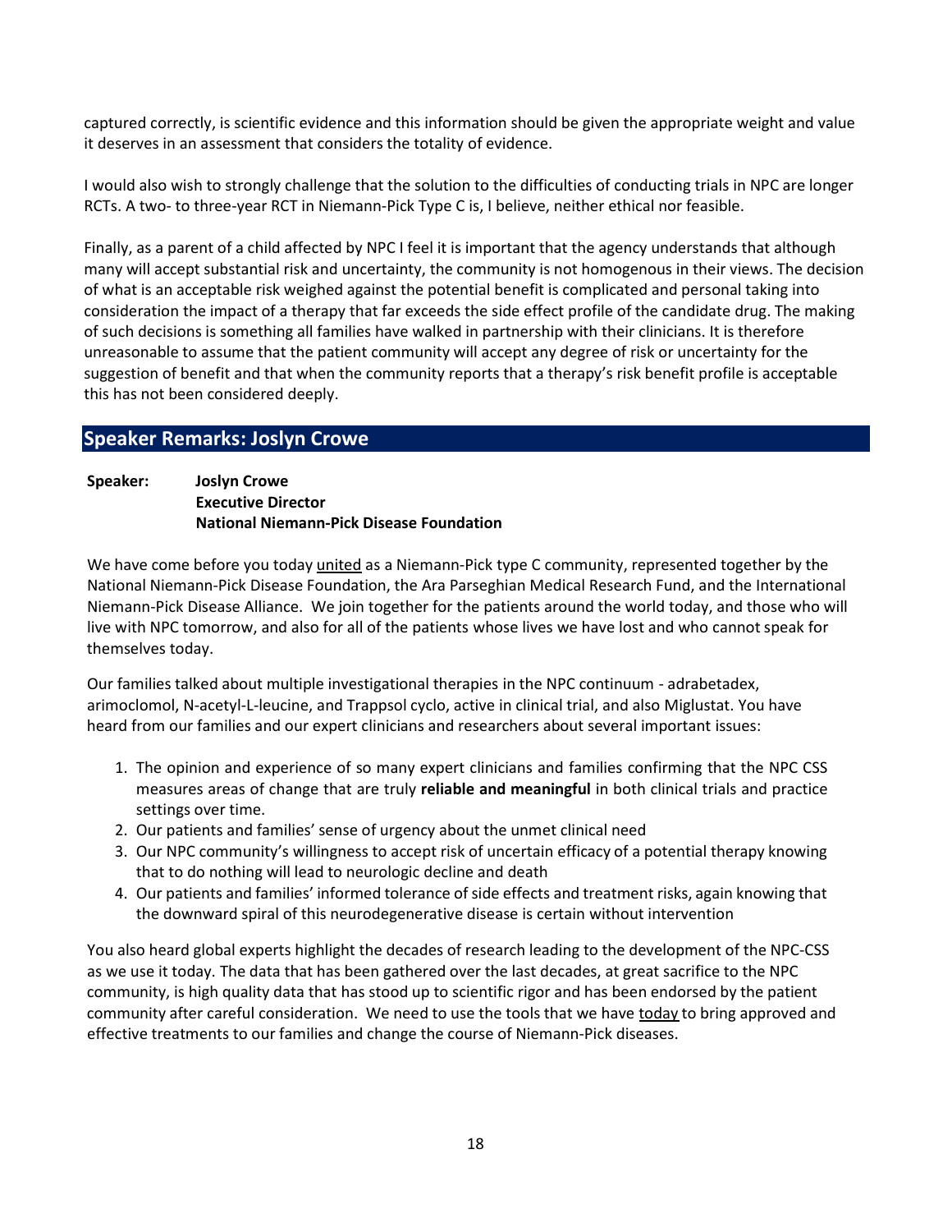captured correctly, is scientific evidence and this information should be given the appropriate weight and value it deserves in an assessment that considers the totality of evidence.

I would also wish to strongly challenge that the solution to the difficulties of conducting trials in NPC are longer RCTs. A two- to three-year RCT in Niemann-Pick Type C is, I believe, neither ethical nor feasible.

Finally, as a parent of a child affected by NPC I feel it is important that the agency understands that although many will accept substantial risk and uncertainty, the community is not homogenous in their views. The decision of what is an acceptable risk weighed against the potential benefit is complicated and personal taking into consideration the impact of a therapy that far exceeds the side effect profile of the candidate drug. The making of such decisions is something all families have walked in partnership with their clinicians. It is therefore unreasonable to assume that the patient community will accept any degree of risk or uncertainty for the suggestion of benefit and that when the community reports that a therapy's risk benefit profile is acceptable this has not been considered deeply.

## Speaker Remarks: Joslyn Crowe

**Speaker: Joslyn Crowe**
**Executive Director**
**National Niemann-Pick Disease Foundation**

We have come before you today united as a Niemann-Pick type C community, represented together by the National Niemann-Pick Disease Foundation, the Ara Parseghian Medical Research Fund, and the International Niemann-Pick Disease Alliance. We join together for the patients around the world today, and those who will live with NPC tomorrow, and also for all of the patients whose lives we have lost and who cannot speak for themselves today.

Our families talked about multiple investigational therapies in the NPC continuum - adrabetadex, arimoclomol, N-acetyl-L-leucine, and Trappsol cyclo, active in clinical trial, and also Miglustat. You have heard from our families and our expert clinicians and researchers about several important issues:

1. The opinion and experience of so many expert clinicians and families confirming that the NPC CSS measures areas of change that are truly **reliable and meaningful** in both clinical trials and practice settings over time.
2. Our patients and families' sense of urgency about the unmet clinical need
3. Our NPC community's willingness to accept risk of uncertain efficacy of a potential therapy knowing that to do nothing will lead to neurologic decline and death
4. Our patients and families' informed tolerance of side effects and treatment risks, again knowing that the downward spiral of this neurodegenerative disease is certain without intervention

You also heard global experts highlight the decades of research leading to the development of the NPC-CSS as we use it today. The data that has been gathered over the last decades, at great sacrifice to the NPC community, is high quality data that has stood up to scientific rigor and has been endorsed by the patient community after careful consideration. We need to use the tools that we have today to bring approved and effective treatments to our families and change the course of Niemann-Pick diseases.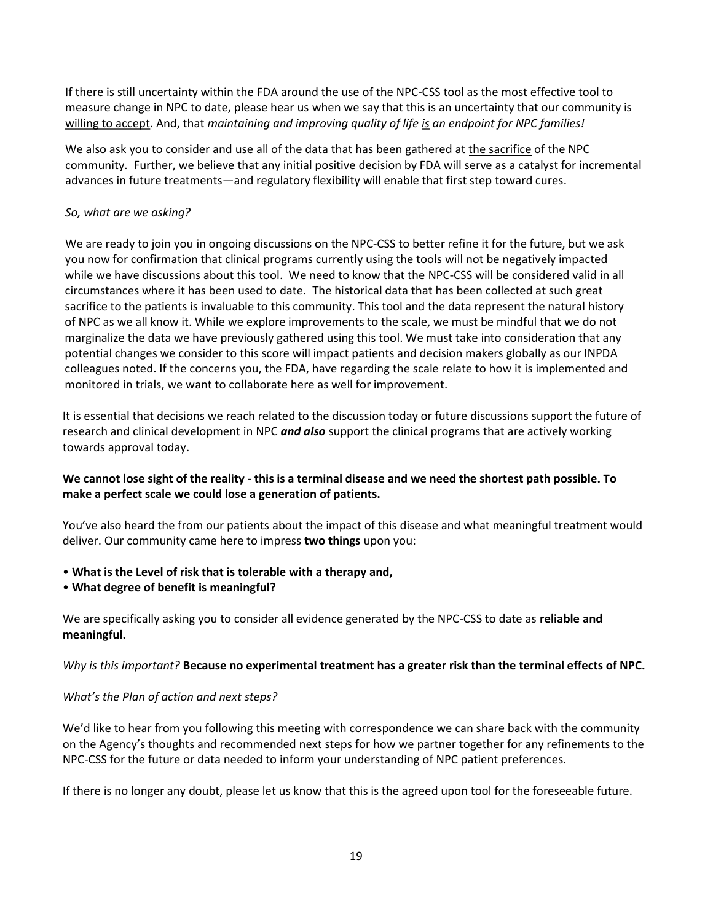If there is still uncertainty within the FDA around the use of the NPC-CSS tool as the most effective tool to measure change in NPC to date, please hear us when we say that this is an uncertainty that our community is <u>willing to accept</u>. And, that *maintaining and improving quality of life <u>is</u> an endpoint for NPC families!*

We also ask you to consider and use all of the data that has been gathered at <u>the sacrifice</u> of the NPC community. Further, we believe that any initial positive decision by FDA will serve as a catalyst for incremental advances in future treatments—and regulatory flexibility will enable that first step toward cures.

*So, what are we asking?*

We are ready to join you in ongoing discussions on the NPC-CSS to better refine it for the future, but we ask you now for confirmation that clinical programs currently using the tools will not be negatively impacted while we have discussions about this tool. We need to know that the NPC-CSS will be considered valid in all circumstances where it has been used to date. The historical data that has been collected at such great sacrifice to the patients is invaluable to this community. This tool and the data represent the natural history of NPC as we all know it. While we explore improvements to the scale, we must be mindful that we do not marginalize the data we have previously gathered using this tool. We must take into consideration that any potential changes we consider to this score will impact patients and decision makers globally as our INPDA colleagues noted. If the concerns you, the FDA, have regarding the scale relate to how it is implemented and monitored in trials, we want to collaborate here as well for improvement.

It is essential that decisions we reach related to the discussion today or future discussions support the future of research and clinical development in NPC ***and also*** support the clinical programs that are actively working towards approval today.

**We cannot lose sight of the reality - this is a terminal disease and we need the shortest path possible. To make a perfect scale we could lose a generation of patients.**

You've also heard the from our patients about the impact of this disease and what meaningful treatment would deliver. Our community came here to impress **two things** upon you:

- **What is the Level of risk that is tolerable with a therapy and,**
- **What degree of benefit is meaningful?**

We are specifically asking you to consider all evidence generated by the NPC-CSS to date as **reliable and meaningful.**

*Why is this important?* **Because no experimental treatment has a greater risk than the terminal effects of NPC.**

*What's the Plan of action and next steps?*

We'd like to hear from you following this meeting with correspondence we can share back with the community on the Agency's thoughts and recommended next steps for how we partner together for any refinements to the NPC-CSS for the future or data needed to inform your understanding of NPC patient preferences.

If there is no longer any doubt, please let us know that this is the agreed upon tool for the foreseeable future.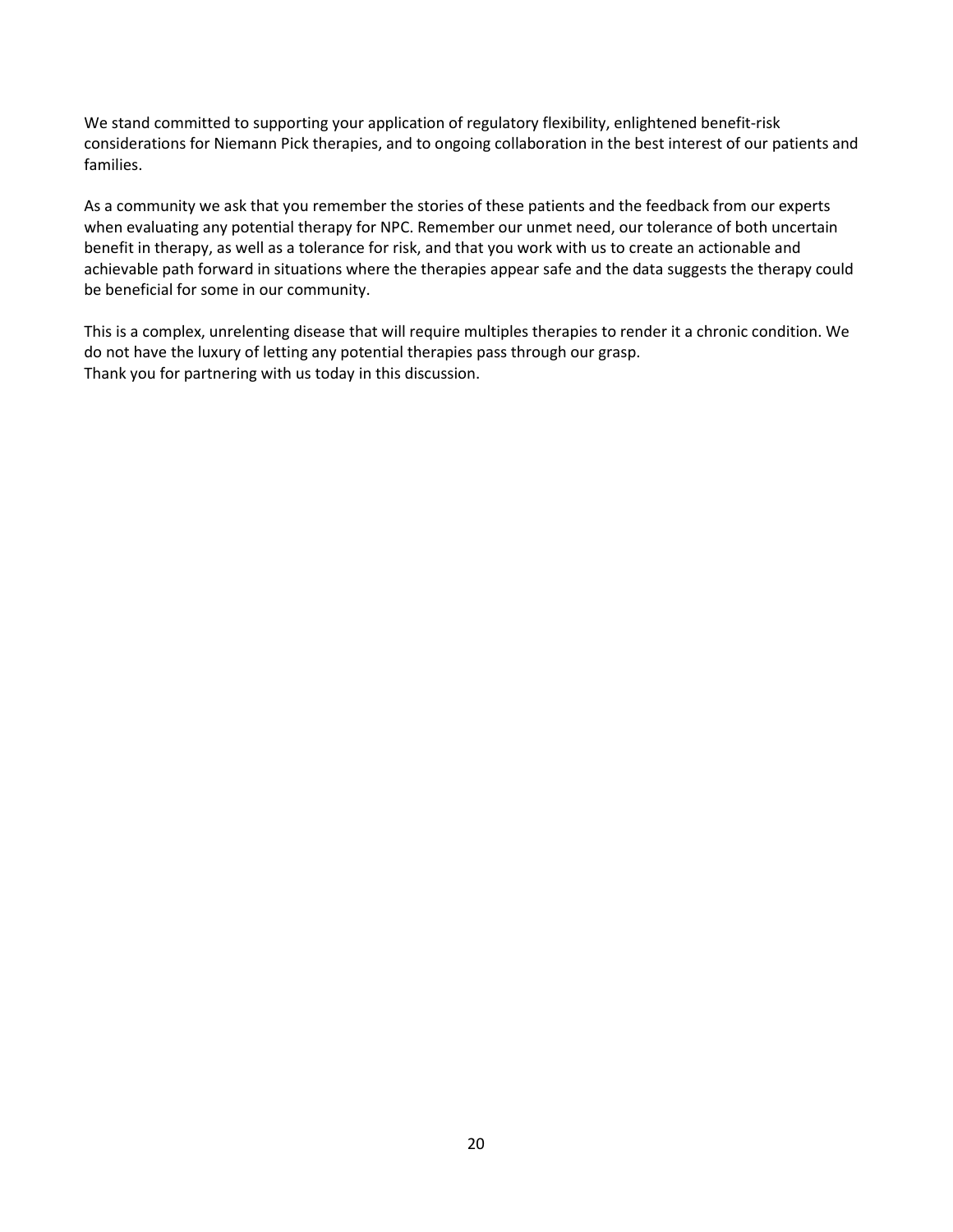We stand committed to supporting your application of regulatory flexibility, enlightened benefit-risk considerations for Niemann Pick therapies, and to ongoing collaboration in the best interest of our patients and families.

As a community we ask that you remember the stories of these patients and the feedback from our experts when evaluating any potential therapy for NPC. Remember our unmet need, our tolerance of both uncertain benefit in therapy, as well as a tolerance for risk, and that you work with us to create an actionable and achievable path forward in situations where the therapies appear safe and the data suggests the therapy could be beneficial for some in our community.

This is a complex, unrelenting disease that will require multiples therapies to render it a chronic condition. We do not have the luxury of letting any potential therapies pass through our grasp.
Thank you for partnering with us today in this discussion.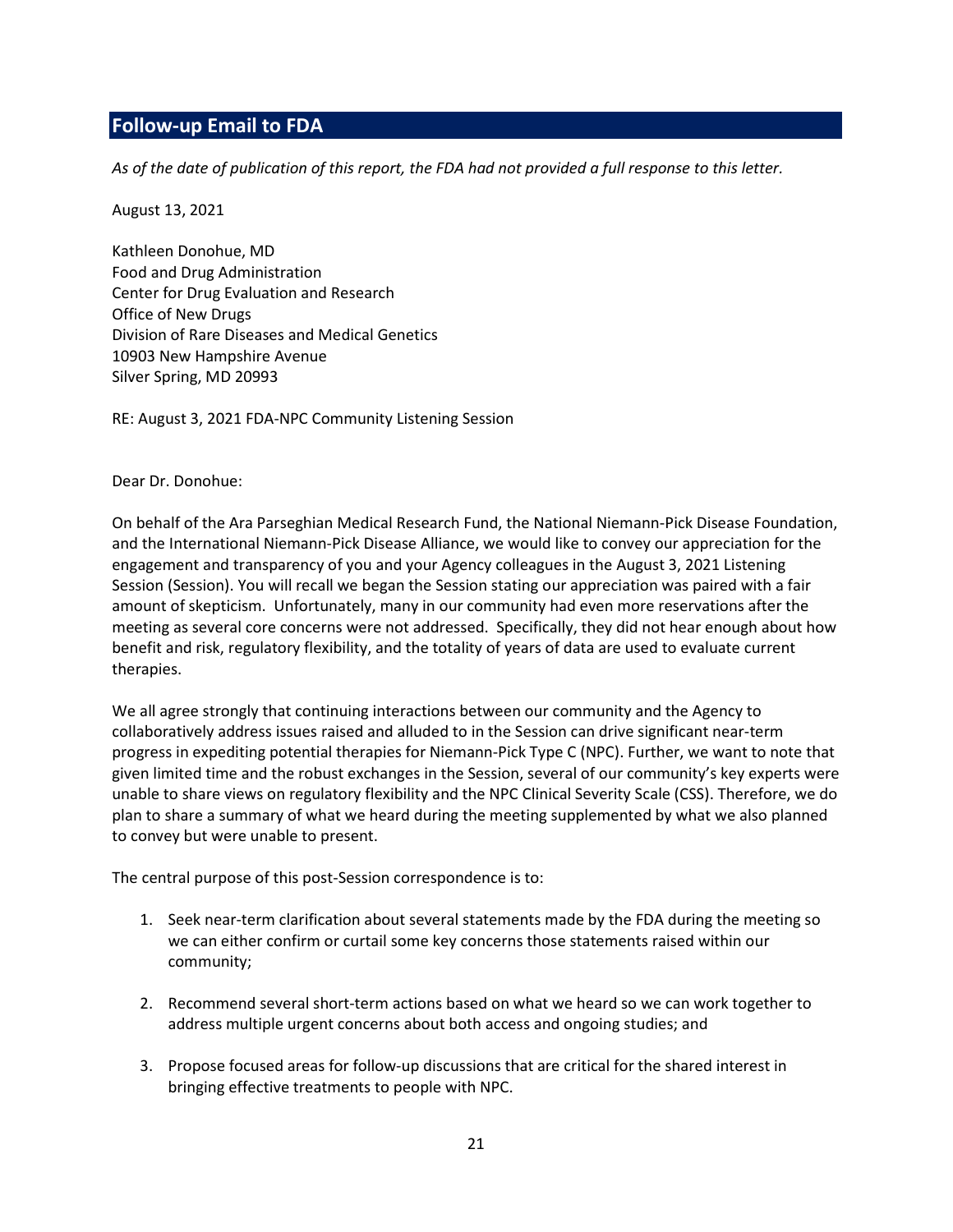## Follow-up Email to FDA

*As of the date of publication of this report, the FDA had not provided a full response to this letter.*

August 13, 2021

Kathleen Donohue, MD
Food and Drug Administration
Center for Drug Evaluation and Research
Office of New Drugs
Division of Rare Diseases and Medical Genetics
10903 New Hampshire Avenue
Silver Spring, MD 20993

RE: August 3, 2021 FDA-NPC Community Listening Session

Dear Dr. Donohue:

On behalf of the Ara Parseghian Medical Research Fund, the National Niemann-Pick Disease Foundation, and the International Niemann-Pick Disease Alliance, we would like to convey our appreciation for the engagement and transparency of you and your Agency colleagues in the August 3, 2021 Listening Session (Session). You will recall we began the Session stating our appreciation was paired with a fair amount of skepticism. Unfortunately, many in our community had even more reservations after the meeting as several core concerns were not addressed. Specifically, they did not hear enough about how benefit and risk, regulatory flexibility, and the totality of years of data are used to evaluate current therapies.

We all agree strongly that continuing interactions between our community and the Agency to collaboratively address issues raised and alluded to in the Session can drive significant near-term progress in expediting potential therapies for Niemann-Pick Type C (NPC). Further, we want to note that given limited time and the robust exchanges in the Session, several of our community's key experts were unable to share views on regulatory flexibility and the NPC Clinical Severity Scale (CSS). Therefore, we do plan to share a summary of what we heard during the meeting supplemented by what we also planned to convey but were unable to present.

The central purpose of this post-Session correspondence is to:

1. Seek near-term clarification about several statements made by the FDA during the meeting so we can either confirm or curtail some key concerns those statements raised within our community;

2. Recommend several short-term actions based on what we heard so we can work together to address multiple urgent concerns about both access and ongoing studies; and

3. Propose focused areas for follow-up discussions that are critical for the shared interest in bringing effective treatments to people with NPC.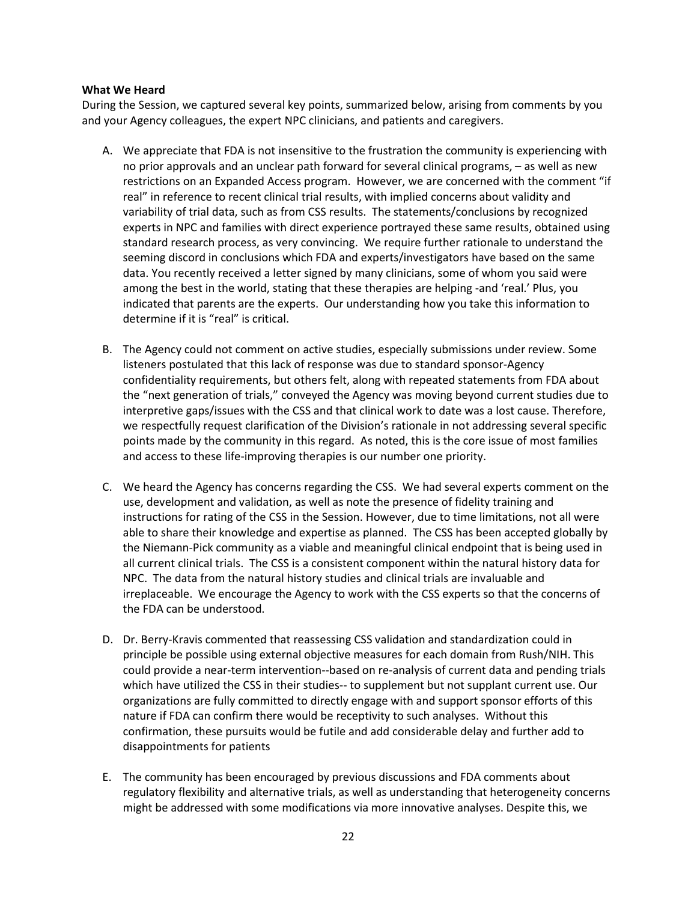**What We Heard**

During the Session, we captured several key points, summarized below, arising from comments by you and your Agency colleagues, the expert NPC clinicians, and patients and caregivers.

A. We appreciate that FDA is not insensitive to the frustration the community is experiencing with no prior approvals and an unclear path forward for several clinical programs, – as well as new restrictions on an Expanded Access program. However, we are concerned with the comment "if real" in reference to recent clinical trial results, with implied concerns about validity and variability of trial data, such as from CSS results. The statements/conclusions by recognized experts in NPC and families with direct experience portrayed these same results, obtained using standard research process, as very convincing. We require further rationale to understand the seeming discord in conclusions which FDA and experts/investigators have based on the same data. You recently received a letter signed by many clinicians, some of whom you said were among the best in the world, stating that these therapies are helping -and 'real.' Plus, you indicated that parents are the experts. Our understanding how you take this information to determine if it is "real" is critical.

B. The Agency could not comment on active studies, especially submissions under review. Some listeners postulated that this lack of response was due to standard sponsor-Agency confidentiality requirements, but others felt, along with repeated statements from FDA about the "next generation of trials," conveyed the Agency was moving beyond current studies due to interpretive gaps/issues with the CSS and that clinical work to date was a lost cause. Therefore, we respectfully request clarification of the Division's rationale in not addressing several specific points made by the community in this regard. As noted, this is the core issue of most families and access to these life-improving therapies is our number one priority.

C. We heard the Agency has concerns regarding the CSS. We had several experts comment on the use, development and validation, as well as note the presence of fidelity training and instructions for rating of the CSS in the Session. However, due to time limitations, not all were able to share their knowledge and expertise as planned. The CSS has been accepted globally by the Niemann-Pick community as a viable and meaningful clinical endpoint that is being used in all current clinical trials. The CSS is a consistent component within the natural history data for NPC. The data from the natural history studies and clinical trials are invaluable and irreplaceable. We encourage the Agency to work with the CSS experts so that the concerns of the FDA can be understood.

D. Dr. Berry-Kravis commented that reassessing CSS validation and standardization could in principle be possible using external objective measures for each domain from Rush/NIH. This could provide a near-term intervention--based on re-analysis of current data and pending trials which have utilized the CSS in their studies-- to supplement but not supplant current use. Our organizations are fully committed to directly engage with and support sponsor efforts of this nature if FDA can confirm there would be receptivity to such analyses. Without this confirmation, these pursuits would be futile and add considerable delay and further add to disappointments for patients

E. The community has been encouraged by previous discussions and FDA comments about regulatory flexibility and alternative trials, as well as understanding that heterogeneity concerns might be addressed with some modifications via more innovative analyses. Despite this, we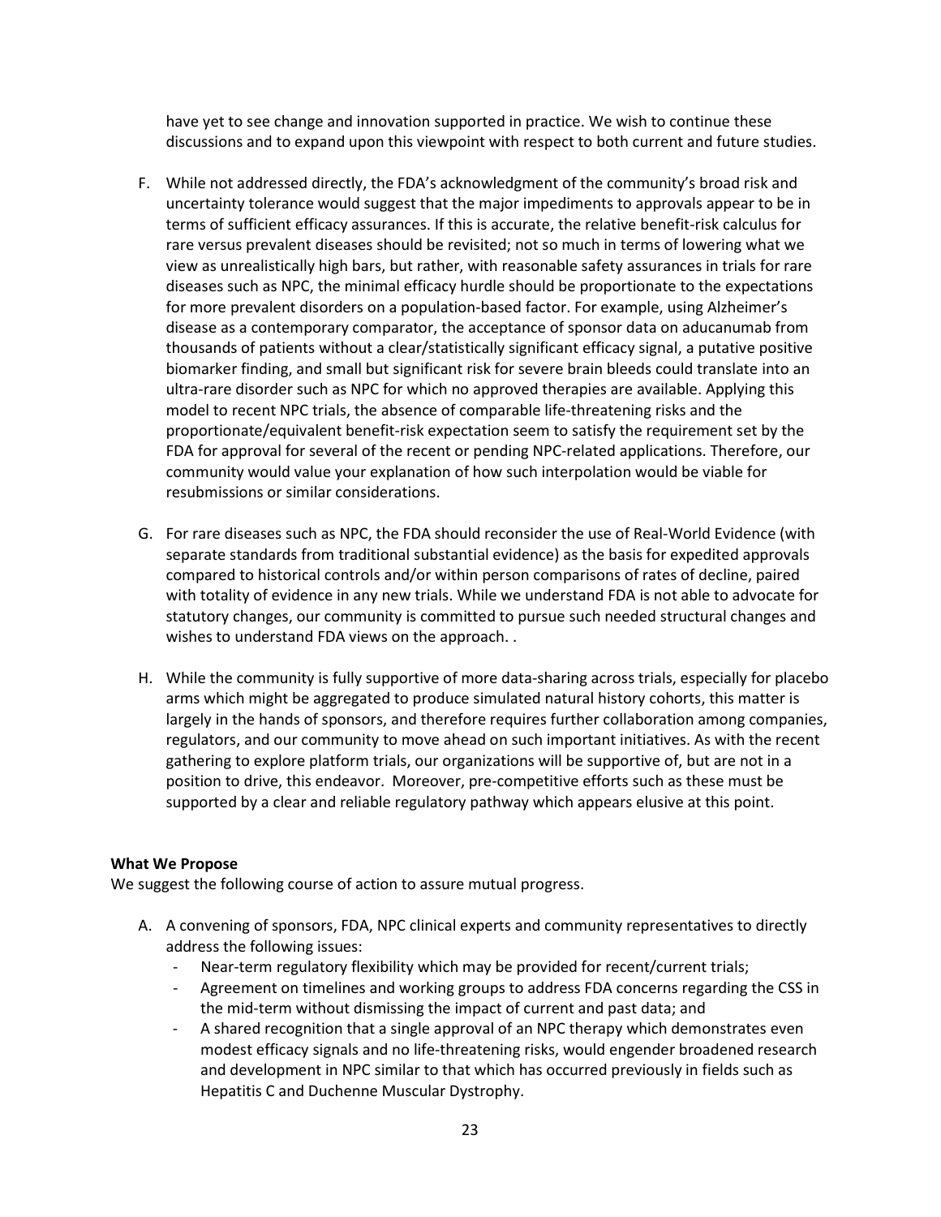have yet to see change and innovation supported in practice. We wish to continue these discussions and to expand upon this viewpoint with respect to both current and future studies.

F. While not addressed directly, the FDA's acknowledgment of the community's broad risk and uncertainty tolerance would suggest that the major impediments to approvals appear to be in terms of sufficient efficacy assurances. If this is accurate, the relative benefit-risk calculus for rare versus prevalent diseases should be revisited; not so much in terms of lowering what we view as unrealistically high bars, but rather, with reasonable safety assurances in trials for rare diseases such as NPC, the minimal efficacy hurdle should be proportionate to the expectations for more prevalent disorders on a population-based factor. For example, using Alzheimer's disease as a contemporary comparator, the acceptance of sponsor data on aducanumab from thousands of patients without a clear/statistically significant efficacy signal, a putative positive biomarker finding, and small but significant risk for severe brain bleeds could translate into an ultra-rare disorder such as NPC for which no approved therapies are available. Applying this model to recent NPC trials, the absence of comparable life-threatening risks and the proportionate/equivalent benefit-risk expectation seem to satisfy the requirement set by the FDA for approval for several of the recent or pending NPC-related applications. Therefore, our community would value your explanation of how such interpolation would be viable for resubmissions or similar considerations.

G. For rare diseases such as NPC, the FDA should reconsider the use of Real-World Evidence (with separate standards from traditional substantial evidence) as the basis for expedited approvals compared to historical controls and/or within person comparisons of rates of decline, paired with totality of evidence in any new trials. While we understand FDA is not able to advocate for statutory changes, our community is committed to pursue such needed structural changes and wishes to understand FDA views on the approach. .

H. While the community is fully supportive of more data-sharing across trials, especially for placebo arms which might be aggregated to produce simulated natural history cohorts, this matter is largely in the hands of sponsors, and therefore requires further collaboration among companies, regulators, and our community to move ahead on such important initiatives. As with the recent gathering to explore platform trials, our organizations will be supportive of, but are not in a position to drive, this endeavor. Moreover, pre-competitive efforts such as these must be supported by a clear and reliable regulatory pathway which appears elusive at this point.

**What We Propose**

We suggest the following course of action to assure mutual progress.

A. A convening of sponsors, FDA, NPC clinical experts and community representatives to directly address the following issues:
   - Near-term regulatory flexibility which may be provided for recent/current trials;
   - Agreement on timelines and working groups to address FDA concerns regarding the CSS in the mid-term without dismissing the impact of current and past data; and
   - A shared recognition that a single approval of an NPC therapy which demonstrates even modest efficacy signals and no life-threatening risks, would engender broadened research and development in NPC similar to that which has occurred previously in fields such as Hepatitis C and Duchenne Muscular Dystrophy.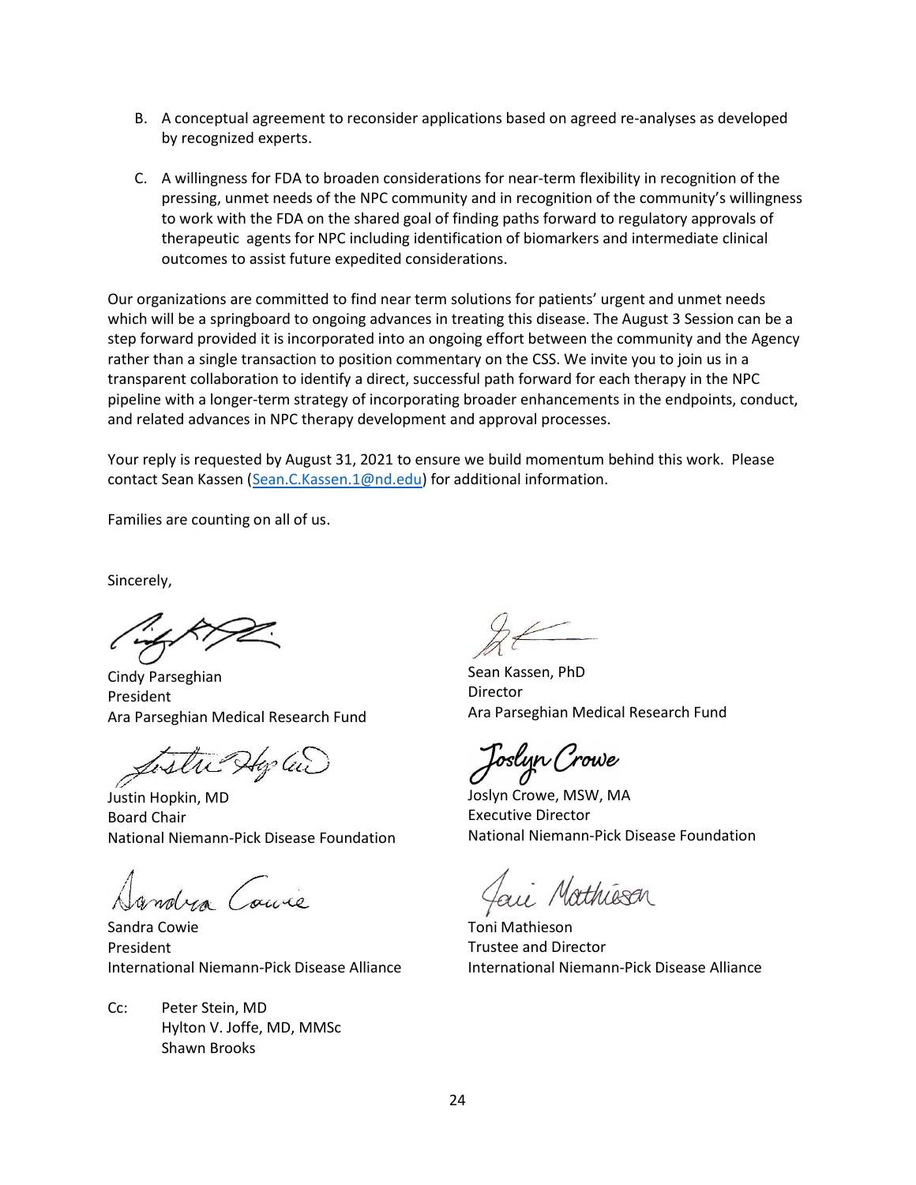B. A conceptual agreement to reconsider applications based on agreed re-analyses as developed by recognized experts.

C. A willingness for FDA to broaden considerations for near-term flexibility in recognition of the pressing, unmet needs of the NPC community and in recognition of the community's willingness to work with the FDA on the shared goal of finding paths forward to regulatory approvals of therapeutic agents for NPC including identification of biomarkers and intermediate clinical outcomes to assist future expedited considerations.

Our organizations are committed to find near term solutions for patients' urgent and unmet needs which will be a springboard to ongoing advances in treating this disease. The August 3 Session can be a step forward provided it is incorporated into an ongoing effort between the community and the Agency rather than a single transaction to position commentary on the CSS. We invite you to join us in a transparent collaboration to identify a direct, successful path forward for each therapy in the NPC pipeline with a longer-term strategy of incorporating broader enhancements in the endpoints, conduct, and related advances in NPC therapy development and approval processes.

Your reply is requested by August 31, 2021 to ensure we build momentum behind this work. Please contact Sean Kassen (Sean.C.Kassen.1@nd.edu) for additional information.

Families are counting on all of us.

Sincerely,

Cindy Parseghian
President
Ara Parseghian Medical Research Fund

Sean Kassen, PhD
Director
Ara Parseghian Medical Research Fund

Justin Hopkin, MD
Board Chair
National Niemann-Pick Disease Foundation

Joslyn Crowe, MSW, MA
Executive Director
National Niemann-Pick Disease Foundation

Sandra Cowie
President
International Niemann-Pick Disease Alliance

Toni Mathieson
Trustee and Director
International Niemann-Pick Disease Alliance

Cc: Peter Stein, MD
Hylton V. Joffe, MD, MMSc
Shawn Brooks